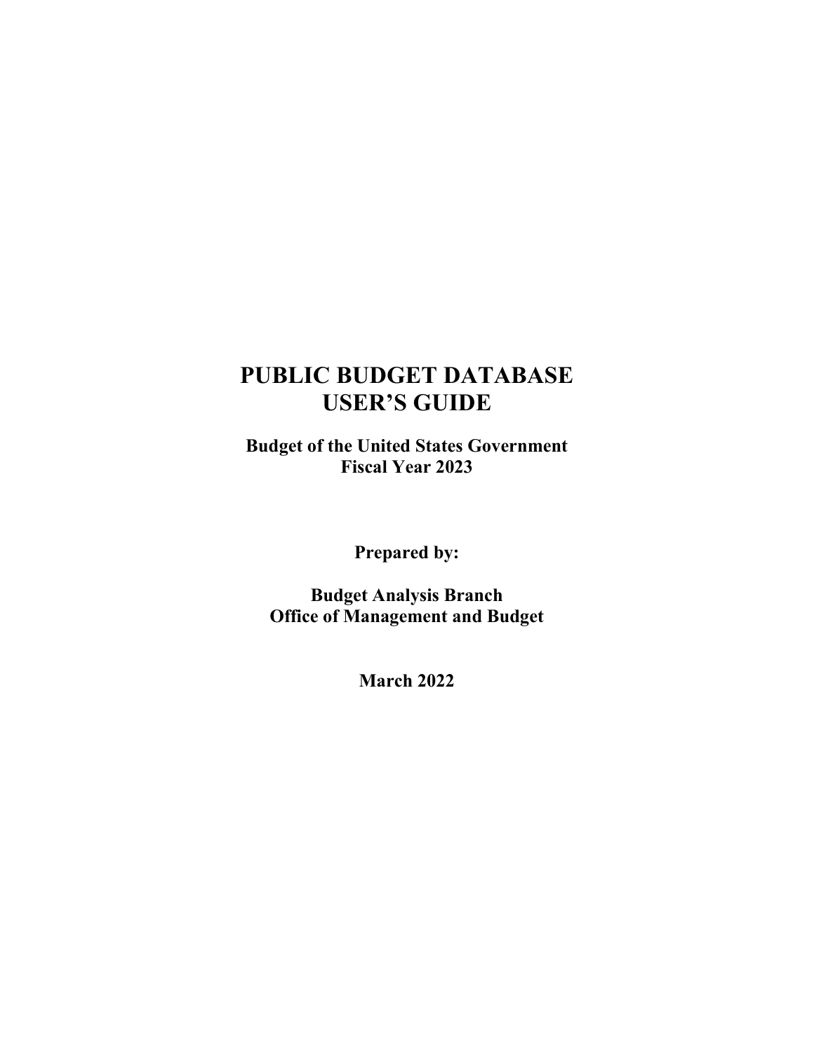# PUBLIC BUDGET DATABASE USER'S GUIDE

**Budget of the United States Government**
**Fiscal Year 2023**

**Prepared by:**

**Budget Analysis Branch**
**Office of Management and Budget**

**March 2022**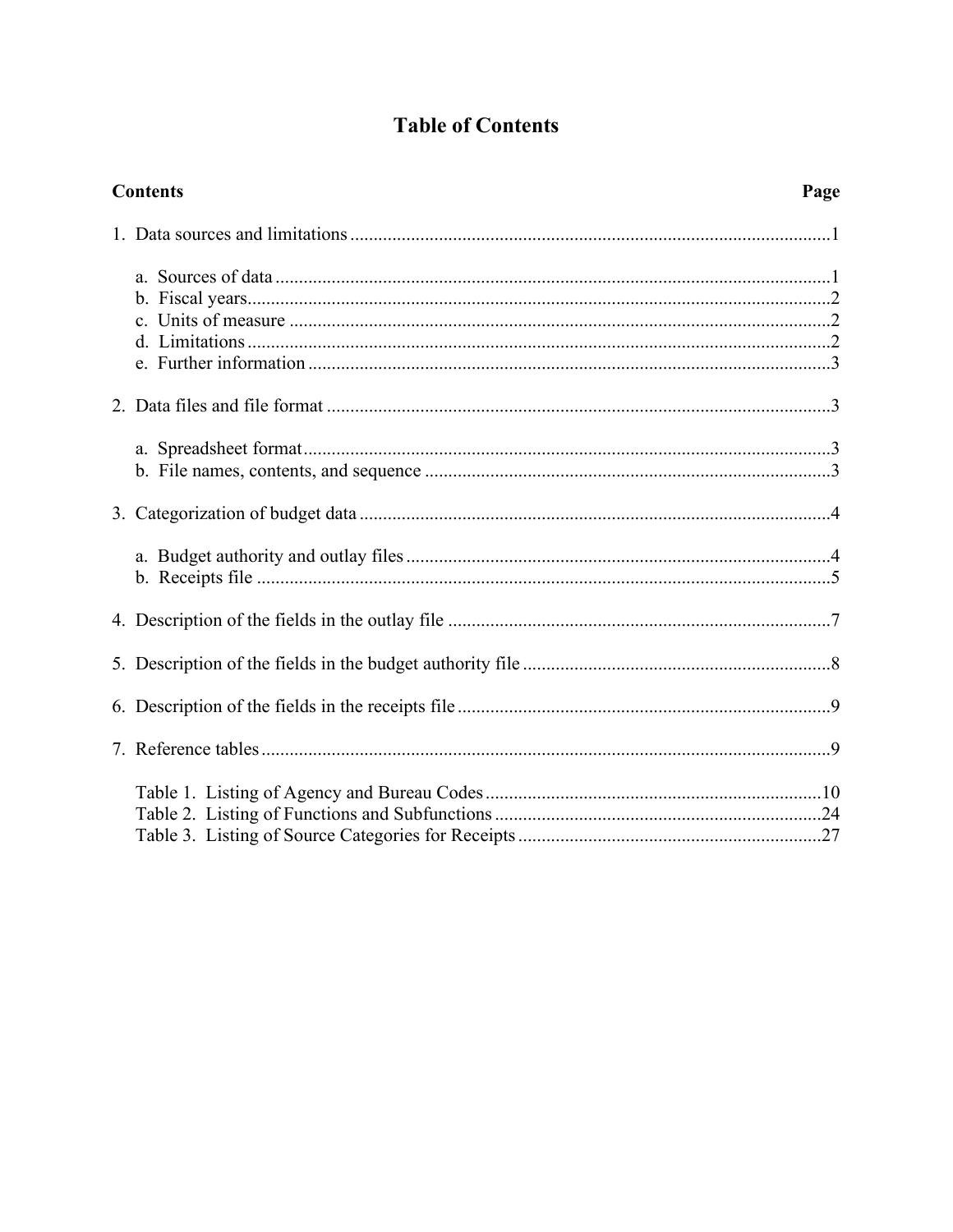# Table of Contents

| Contents | Page |
|---|---|
| 1. Data sources and limitations | 1 |
| a. Sources of data | 1 |
| b. Fiscal years | 2 |
| c. Units of measure | 2 |
| d. Limitations | 2 |
| e. Further information | 3 |
| 2. Data files and file format | 3 |
| a. Spreadsheet format | 3 |
| b. File names, contents, and sequence | 3 |
| 3. Categorization of budget data | 4 |
| a. Budget authority and outlay files | 4 |
| b. Receipts file | 5 |
| 4. Description of the fields in the outlay file | 7 |
| 5. Description of the fields in the budget authority file | 8 |
| 6. Description of the fields in the receipts file | 9 |
| 7. Reference tables | 9 |
| Table 1. Listing of Agency and Bureau Codes | 10 |
| Table 2. Listing of Functions and Subfunctions | 24 |
| Table 3. Listing of Source Categories for Receipts | 27 |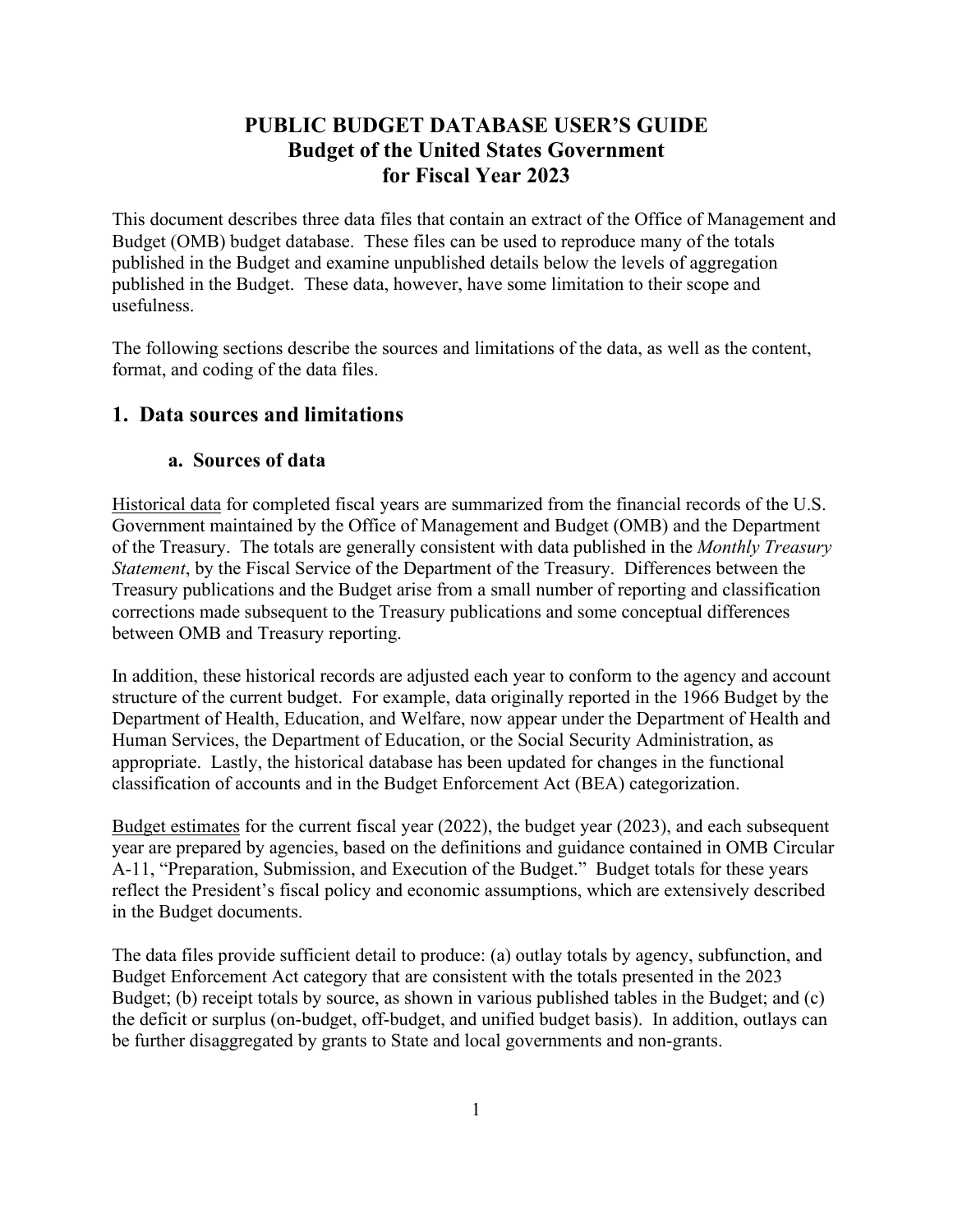# PUBLIC BUDGET DATABASE USER'S GUIDE
# Budget of the United States Government
# for Fiscal Year 2023

This document describes three data files that contain an extract of the Office of Management and Budget (OMB) budget database. These files can be used to reproduce many of the totals published in the Budget and examine unpublished details below the levels of aggregation published in the Budget. These data, however, have some limitation to their scope and usefulness.

The following sections describe the sources and limitations of the data, as well as the content, format, and coding of the data files.

## 1. Data sources and limitations

### a. Sources of data

Historical data for completed fiscal years are summarized from the financial records of the U.S. Government maintained by the Office of Management and Budget (OMB) and the Department of the Treasury. The totals are generally consistent with data published in the *Monthly Treasury Statement*, by the Fiscal Service of the Department of the Treasury. Differences between the Treasury publications and the Budget arise from a small number of reporting and classification corrections made subsequent to the Treasury publications and some conceptual differences between OMB and Treasury reporting.

In addition, these historical records are adjusted each year to conform to the agency and account structure of the current budget. For example, data originally reported in the 1966 Budget by the Department of Health, Education, and Welfare, now appear under the Department of Health and Human Services, the Department of Education, or the Social Security Administration, as appropriate. Lastly, the historical database has been updated for changes in the functional classification of accounts and in the Budget Enforcement Act (BEA) categorization.

Budget estimates for the current fiscal year (2022), the budget year (2023), and each subsequent year are prepared by agencies, based on the definitions and guidance contained in OMB Circular A-11, "Preparation, Submission, and Execution of the Budget." Budget totals for these years reflect the President's fiscal policy and economic assumptions, which are extensively described in the Budget documents.

The data files provide sufficient detail to produce: (a) outlay totals by agency, subfunction, and Budget Enforcement Act category that are consistent with the totals presented in the 2023 Budget; (b) receipt totals by source, as shown in various published tables in the Budget; and (c) the deficit or surplus (on-budget, off-budget, and unified budget basis). In addition, outlays can be further disaggregated by grants to State and local governments and non-grants.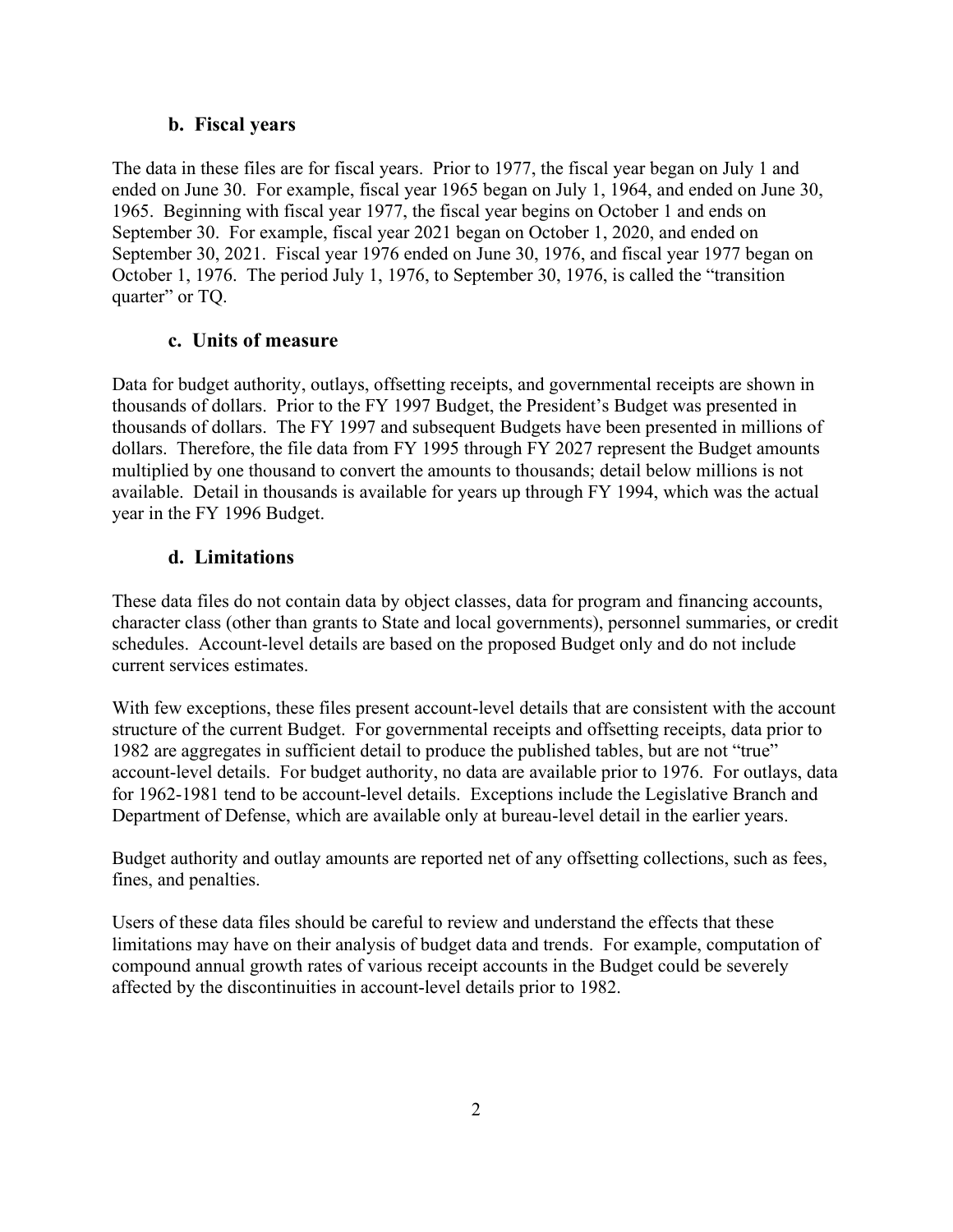### b. Fiscal years

The data in these files are for fiscal years. Prior to 1977, the fiscal year began on July 1 and ended on June 30. For example, fiscal year 1965 began on July 1, 1964, and ended on June 30, 1965. Beginning with fiscal year 1977, the fiscal year begins on October 1 and ends on September 30. For example, fiscal year 2021 began on October 1, 2020, and ended on September 30, 2021. Fiscal year 1976 ended on June 30, 1976, and fiscal year 1977 began on October 1, 1976. The period July 1, 1976, to September 30, 1976, is called the "transition quarter" or TQ.

### c. Units of measure

Data for budget authority, outlays, offsetting receipts, and governmental receipts are shown in thousands of dollars. Prior to the FY 1997 Budget, the President's Budget was presented in thousands of dollars. The FY 1997 and subsequent Budgets have been presented in millions of dollars. Therefore, the file data from FY 1995 through FY 2027 represent the Budget amounts multiplied by one thousand to convert the amounts to thousands; detail below millions is not available. Detail in thousands is available for years up through FY 1994, which was the actual year in the FY 1996 Budget.

### d. Limitations

These data files do not contain data by object classes, data for program and financing accounts, character class (other than grants to State and local governments), personnel summaries, or credit schedules. Account-level details are based on the proposed Budget only and do not include current services estimates.

With few exceptions, these files present account-level details that are consistent with the account structure of the current Budget. For governmental receipts and offsetting receipts, data prior to 1982 are aggregates in sufficient detail to produce the published tables, but are not "true" account-level details. For budget authority, no data are available prior to 1976. For outlays, data for 1962-1981 tend to be account-level details. Exceptions include the Legislative Branch and Department of Defense, which are available only at bureau-level detail in the earlier years.

Budget authority and outlay amounts are reported net of any offsetting collections, such as fees, fines, and penalties.

Users of these data files should be careful to review and understand the effects that these limitations may have on their analysis of budget data and trends. For example, computation of compound annual growth rates of various receipt accounts in the Budget could be severely affected by the discontinuities in account-level details prior to 1982.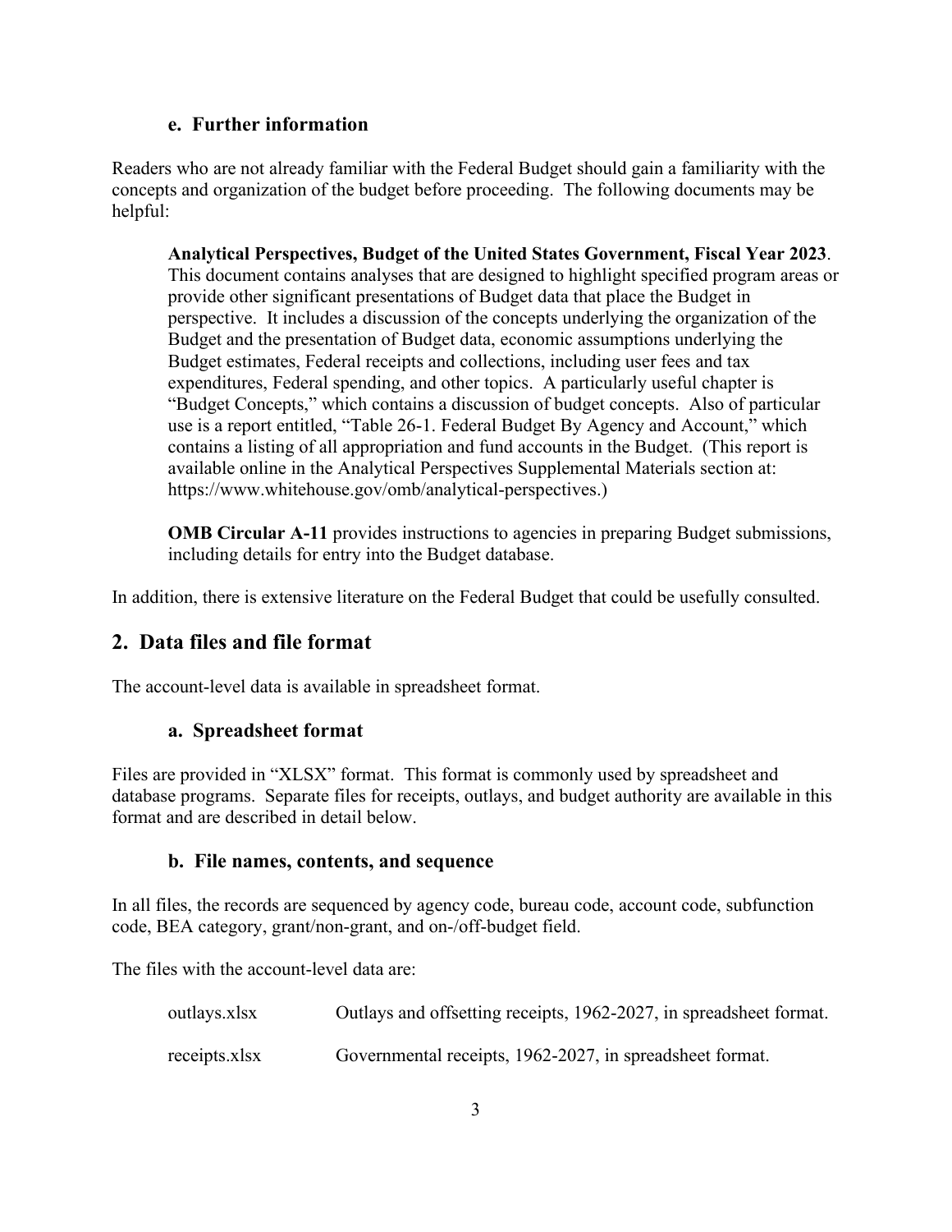### e. Further information

Readers who are not already familiar with the Federal Budget should gain a familiarity with the concepts and organization of the budget before proceeding. The following documents may be helpful:

> **Analytical Perspectives, Budget of the United States Government, Fiscal Year 2023**. This document contains analyses that are designed to highlight specified program areas or provide other significant presentations of Budget data that place the Budget in perspective. It includes a discussion of the concepts underlying the organization of the Budget and the presentation of Budget data, economic assumptions underlying the Budget estimates, Federal receipts and collections, including user fees and tax expenditures, Federal spending, and other topics. A particularly useful chapter is "Budget Concepts," which contains a discussion of budget concepts. Also of particular use is a report entitled, "Table 26-1. Federal Budget By Agency and Account," which contains a listing of all appropriation and fund accounts in the Budget. (This report is available online in the Analytical Perspectives Supplemental Materials section at: https://www.whitehouse.gov/omb/analytical-perspectives.)
>
> **OMB Circular A-11** provides instructions to agencies in preparing Budget submissions, including details for entry into the Budget database.

In addition, there is extensive literature on the Federal Budget that could be usefully consulted.

## 2. Data files and file format

The account-level data is available in spreadsheet format.

### a. Spreadsheet format

Files are provided in "XLSX" format. This format is commonly used by spreadsheet and database programs. Separate files for receipts, outlays, and budget authority are available in this format and are described in detail below.

### b. File names, contents, and sequence

In all files, the records are sequenced by agency code, bureau code, account code, subfunction code, BEA category, grant/non-grant, and on-/off-budget field.

The files with the account-level data are:

| | |
|---|---|
| outlays.xlsx | Outlays and offsetting receipts, 1962-2027, in spreadsheet format. |
| receipts.xlsx | Governmental receipts, 1962-2027, in spreadsheet format. |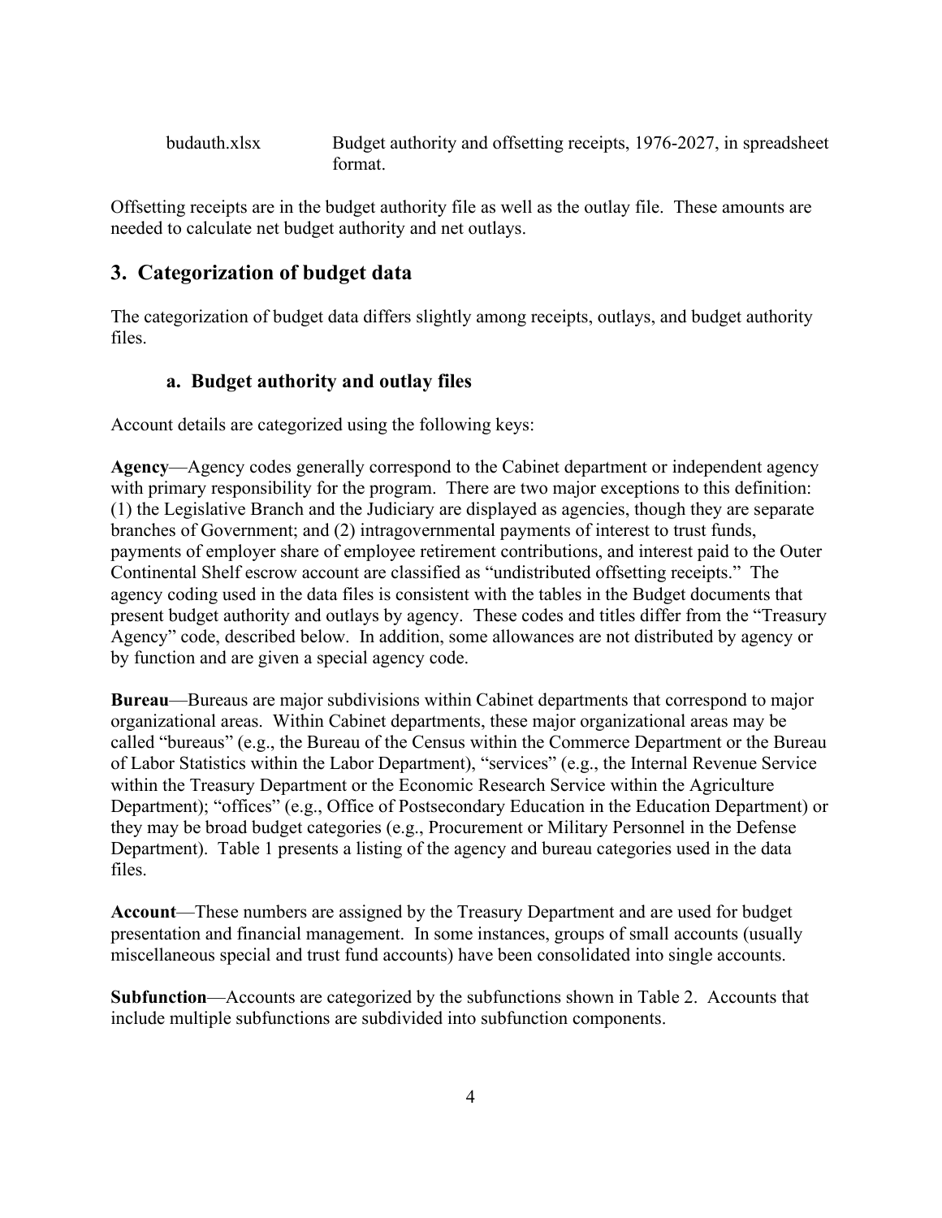budauth.xlsx Budget authority and offsetting receipts, 1976-2027, in spreadsheet format.

Offsetting receipts are in the budget authority file as well as the outlay file. These amounts are needed to calculate net budget authority and net outlays.

## 3. Categorization of budget data

The categorization of budget data differs slightly among receipts, outlays, and budget authority files.

### a. Budget authority and outlay files

Account details are categorized using the following keys:

**Agency**—Agency codes generally correspond to the Cabinet department or independent agency with primary responsibility for the program. There are two major exceptions to this definition: (1) the Legislative Branch and the Judiciary are displayed as agencies, though they are separate branches of Government; and (2) intragovernmental payments of interest to trust funds, payments of employer share of employee retirement contributions, and interest paid to the Outer Continental Shelf escrow account are classified as "undistributed offsetting receipts." The agency coding used in the data files is consistent with the tables in the Budget documents that present budget authority and outlays by agency. These codes and titles differ from the "Treasury Agency" code, described below. In addition, some allowances are not distributed by agency or by function and are given a special agency code.

**Bureau**—Bureaus are major subdivisions within Cabinet departments that correspond to major organizational areas. Within Cabinet departments, these major organizational areas may be called "bureaus" (e.g., the Bureau of the Census within the Commerce Department or the Bureau of Labor Statistics within the Labor Department), "services" (e.g., the Internal Revenue Service within the Treasury Department or the Economic Research Service within the Agriculture Department); "offices" (e.g., Office of Postsecondary Education in the Education Department) or they may be broad budget categories (e.g., Procurement or Military Personnel in the Defense Department). Table 1 presents a listing of the agency and bureau categories used in the data files.

**Account**—These numbers are assigned by the Treasury Department and are used for budget presentation and financial management. In some instances, groups of small accounts (usually miscellaneous special and trust fund accounts) have been consolidated into single accounts.

**Subfunction**—Accounts are categorized by the subfunctions shown in Table 2. Accounts that include multiple subfunctions are subdivided into subfunction components.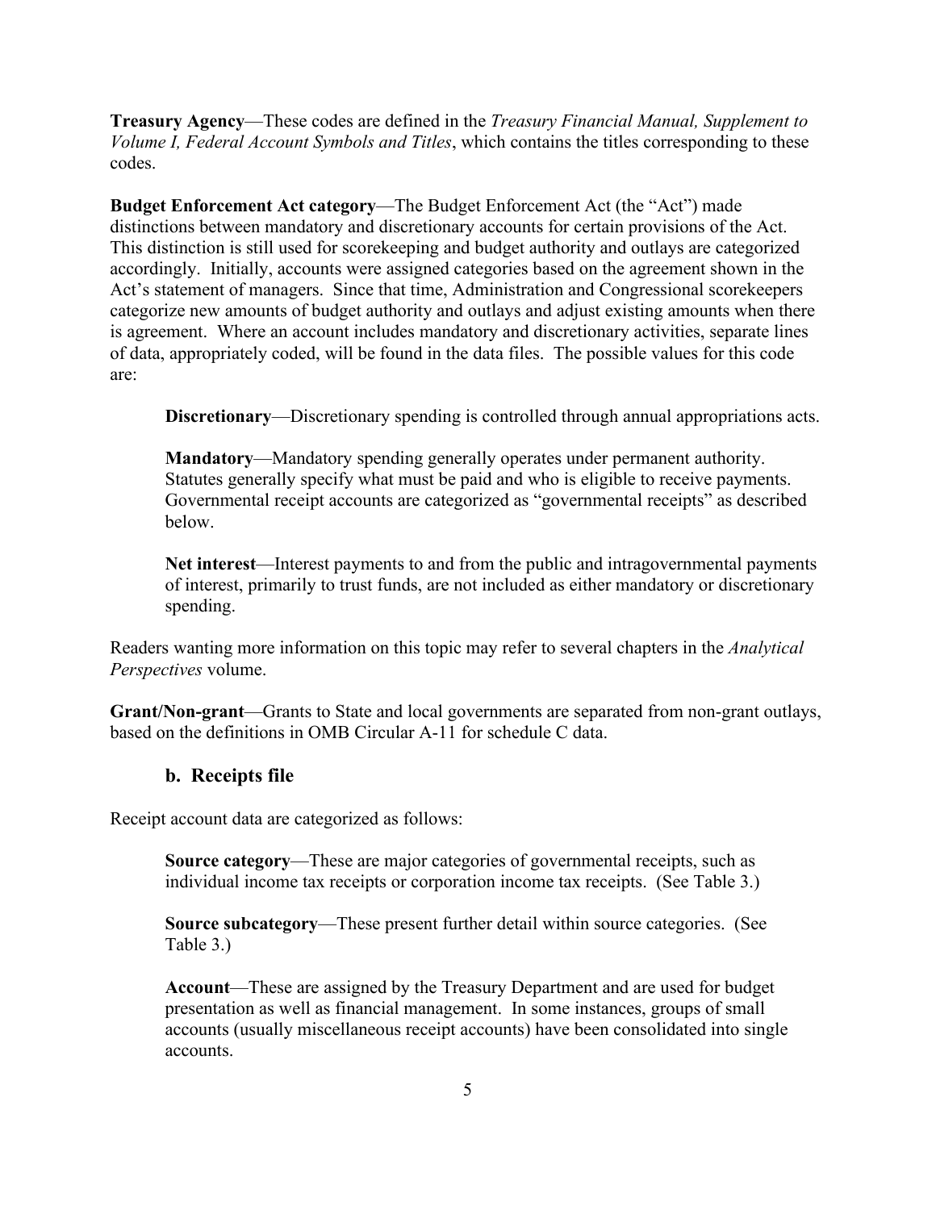**Treasury Agency**—These codes are defined in the *Treasury Financial Manual, Supplement to Volume I, Federal Account Symbols and Titles*, which contains the titles corresponding to these codes.

**Budget Enforcement Act category**—The Budget Enforcement Act (the "Act") made distinctions between mandatory and discretionary accounts for certain provisions of the Act. This distinction is still used for scorekeeping and budget authority and outlays are categorized accordingly. Initially, accounts were assigned categories based on the agreement shown in the Act's statement of managers. Since that time, Administration and Congressional scorekeepers categorize new amounts of budget authority and outlays and adjust existing amounts when there is agreement. Where an account includes mandatory and discretionary activities, separate lines of data, appropriately coded, will be found in the data files. The possible values for this code are:

> **Discretionary**—Discretionary spending is controlled through annual appropriations acts.
>
> **Mandatory**—Mandatory spending generally operates under permanent authority. Statutes generally specify what must be paid and who is eligible to receive payments. Governmental receipt accounts are categorized as "governmental receipts" as described below.
>
> **Net interest**—Interest payments to and from the public and intragovernmental payments of interest, primarily to trust funds, are not included as either mandatory or discretionary spending.

Readers wanting more information on this topic may refer to several chapters in the *Analytical Perspectives* volume.

**Grant/Non-grant**—Grants to State and local governments are separated from non-grant outlays, based on the definitions in OMB Circular A-11 for schedule C data.

### b. Receipts file

Receipt account data are categorized as follows:

> **Source category**—These are major categories of governmental receipts, such as individual income tax receipts or corporation income tax receipts. (See Table 3.)
>
> **Source subcategory**—These present further detail within source categories. (See Table 3.)
>
> **Account**—These are assigned by the Treasury Department and are used for budget presentation as well as financial management. In some instances, groups of small accounts (usually miscellaneous receipt accounts) have been consolidated into single accounts.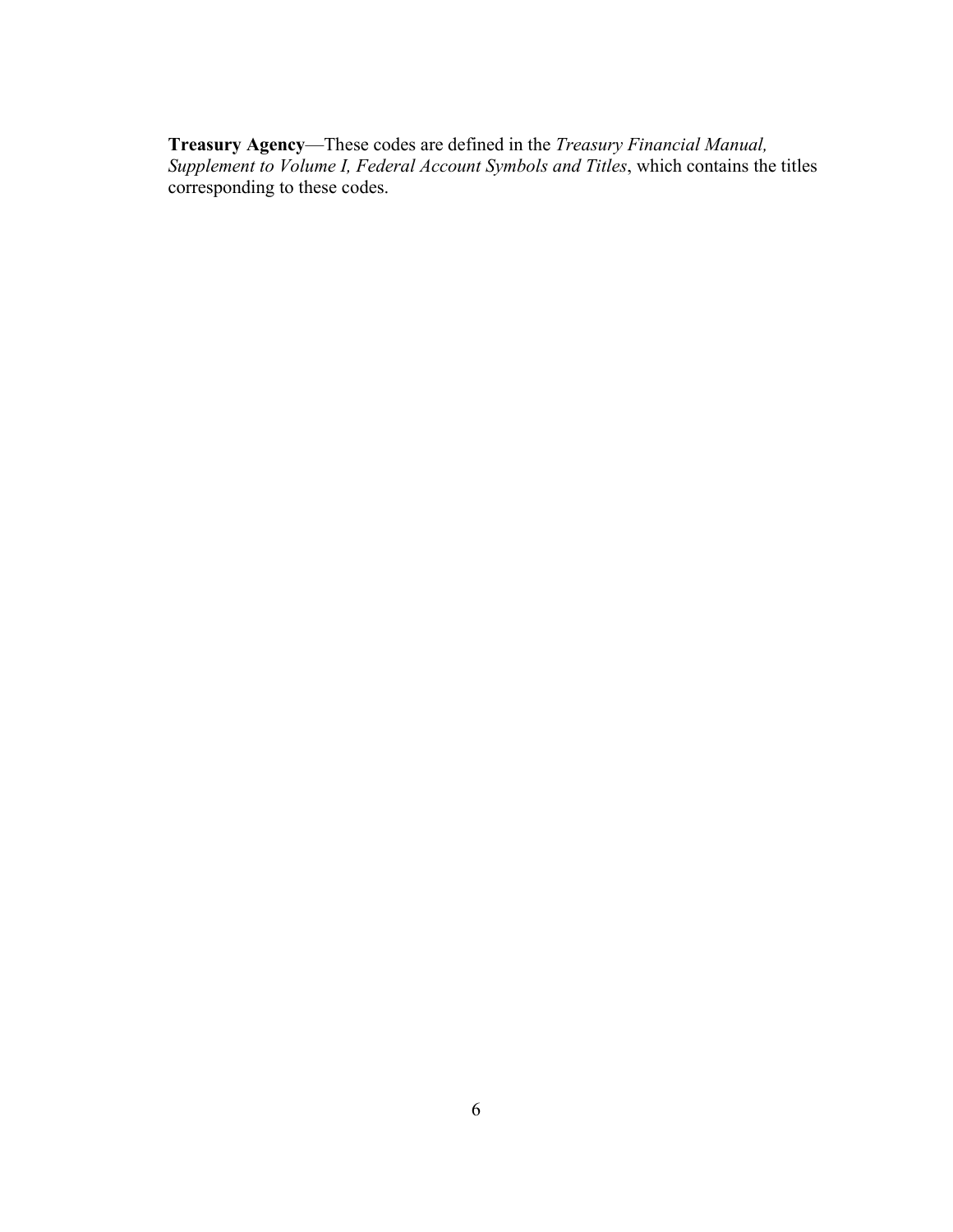**Treasury Agency**—These codes are defined in the *Treasury Financial Manual, Supplement to Volume I, Federal Account Symbols and Titles*, which contains the titles corresponding to these codes.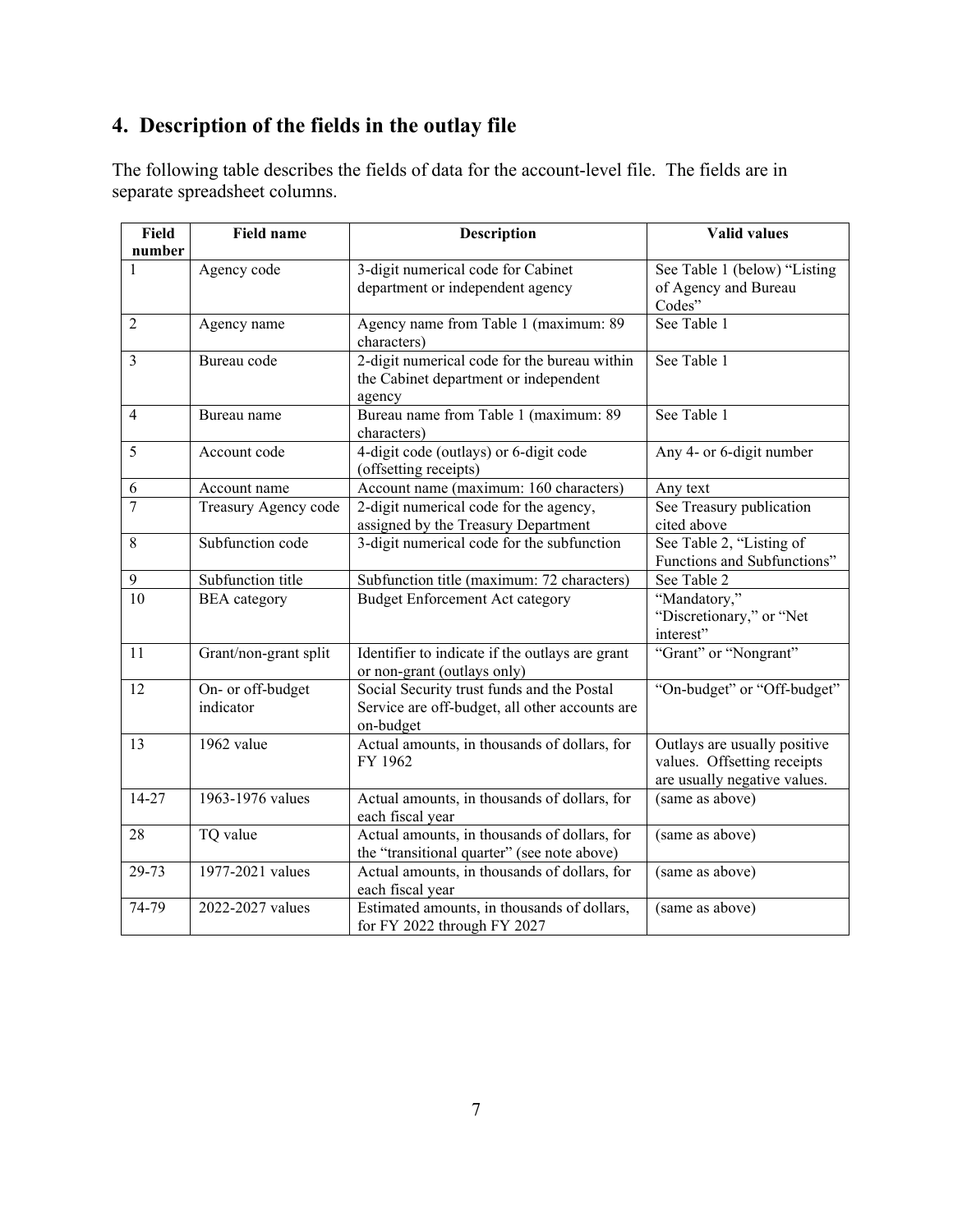## 4. Description of the fields in the outlay file

The following table describes the fields of data for the account-level file. The fields are in separate spreadsheet columns.

| Field number | Field name | Description | Valid values |
|---|---|---|---|
| 1 | Agency code | 3-digit numerical code for Cabinet department or independent agency | See Table 1 (below) "Listing of Agency and Bureau Codes" |
| 2 | Agency name | Agency name from Table 1 (maximum: 89 characters) | See Table 1 |
| 3 | Bureau code | 2-digit numerical code for the bureau within the Cabinet department or independent agency | See Table 1 |
| 4 | Bureau name | Bureau name from Table 1 (maximum: 89 characters) | See Table 1 |
| 5 | Account code | 4-digit code (outlays) or 6-digit code (offsetting receipts) | Any 4- or 6-digit number |
| 6 | Account name | Account name (maximum: 160 characters) | Any text |
| 7 | Treasury Agency code | 2-digit numerical code for the agency, assigned by the Treasury Department | See Treasury publication cited above |
| 8 | Subfunction code | 3-digit numerical code for the subfunction | See Table 2, "Listing of Functions and Subfunctions" |
| 9 | Subfunction title | Subfunction title (maximum: 72 characters) | See Table 2 |
| 10 | BEA category | Budget Enforcement Act category | "Mandatory," "Discretionary," or "Net interest" |
| 11 | Grant/non-grant split | Identifier to indicate if the outlays are grant or non-grant (outlays only) | "Grant" or "Nongrant" |
| 12 | On- or off-budget indicator | Social Security trust funds and the Postal Service are off-budget, all other accounts are on-budget | "On-budget" or "Off-budget" |
| 13 | 1962 value | Actual amounts, in thousands of dollars, for FY 1962 | Outlays are usually positive values. Offsetting receipts are usually negative values. |
| 14-27 | 1963-1976 values | Actual amounts, in thousands of dollars, for each fiscal year | (same as above) |
| 28 | TQ value | Actual amounts, in thousands of dollars, for the "transitional quarter" (see note above) | (same as above) |
| 29-73 | 1977-2021 values | Actual amounts, in thousands of dollars, for each fiscal year | (same as above) |
| 74-79 | 2022-2027 values | Estimated amounts, in thousands of dollars, for FY 2022 through FY 2027 | (same as above) |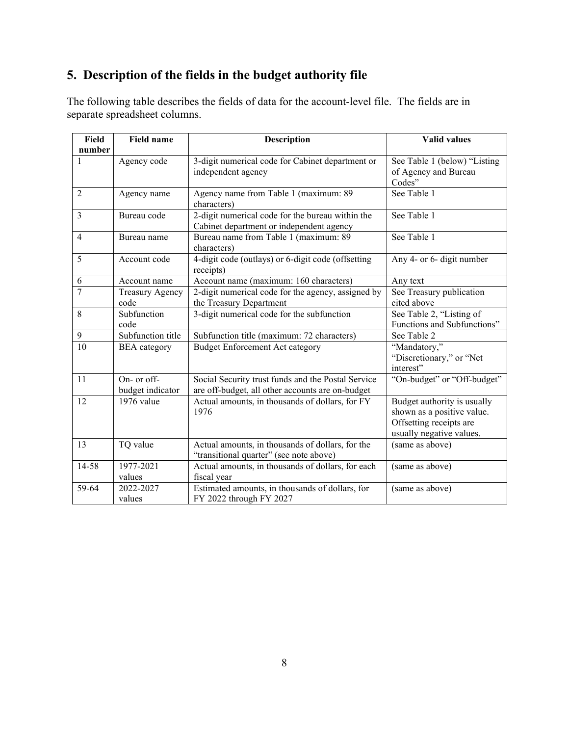## 5. Description of the fields in the budget authority file

The following table describes the fields of data for the account-level file. The fields are in separate spreadsheet columns.

| Field number | Field name | Description | Valid values |
|---|---|---|---|
| 1 | Agency code | 3-digit numerical code for Cabinet department or independent agency | See Table 1 (below) "Listing of Agency and Bureau Codes" |
| 2 | Agency name | Agency name from Table 1 (maximum: 89 characters) | See Table 1 |
| 3 | Bureau code | 2-digit numerical code for the bureau within the Cabinet department or independent agency | See Table 1 |
| 4 | Bureau name | Bureau name from Table 1 (maximum: 89 characters) | See Table 1 |
| 5 | Account code | 4-digit code (outlays) or 6-digit code (offsetting receipts) | Any 4- or 6- digit number |
| 6 | Account name | Account name (maximum: 160 characters) | Any text |
| 7 | Treasury Agency code | 2-digit numerical code for the agency, assigned by the Treasury Department | See Treasury publication cited above |
| 8 | Subfunction code | 3-digit numerical code for the subfunction | See Table 2, "Listing of Functions and Subfunctions" |
| 9 | Subfunction title | Subfunction title (maximum: 72 characters) | See Table 2 |
| 10 | BEA category | Budget Enforcement Act category | "Mandatory," "Discretionary," or "Net interest" |
| 11 | On- or off-budget indicator | Social Security trust funds and the Postal Service are off-budget, all other accounts are on-budget | "On-budget" or "Off-budget" |
| 12 | 1976 value | Actual amounts, in thousands of dollars, for FY 1976 | Budget authority is usually shown as a positive value. Offsetting receipts are usually negative values. |
| 13 | TQ value | Actual amounts, in thousands of dollars, for the "transitional quarter" (see note above) | (same as above) |
| 14-58 | 1977-2021 values | Actual amounts, in thousands of dollars, for each fiscal year | (same as above) |
| 59-64 | 2022-2027 values | Estimated amounts, in thousands of dollars, for FY 2022 through FY 2027 | (same as above) |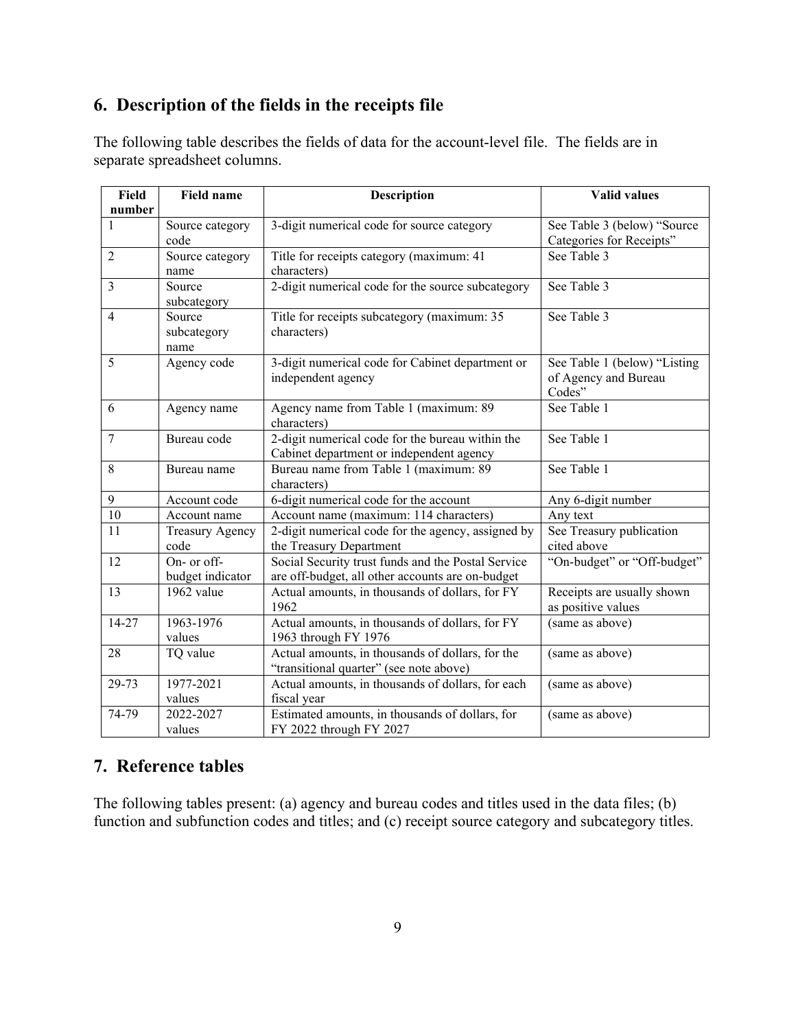## 6. Description of the fields in the receipts file

The following table describes the fields of data for the account-level file. The fields are in separate spreadsheet columns.

| Field number | Field name | Description | Valid values |
|---|---|---|---|
| 1 | Source category code | 3-digit numerical code for source category | See Table 3 (below) "Source Categories for Receipts" |
| 2 | Source category name | Title for receipts category (maximum: 41 characters) | See Table 3 |
| 3 | Source subcategory | 2-digit numerical code for the source subcategory | See Table 3 |
| 4 | Source subcategory name | Title for receipts subcategory (maximum: 35 characters) | See Table 3 |
| 5 | Agency code | 3-digit numerical code for Cabinet department or independent agency | See Table 1 (below) "Listing of Agency and Bureau Codes" |
| 6 | Agency name | Agency name from Table 1 (maximum: 89 characters) | See Table 1 |
| 7 | Bureau code | 2-digit numerical code for the bureau within the Cabinet department or independent agency | See Table 1 |
| 8 | Bureau name | Bureau name from Table 1 (maximum: 89 characters) | See Table 1 |
| 9 | Account code | 6-digit numerical code for the account | Any 6-digit number |
| 10 | Account name | Account name (maximum: 114 characters) | Any text |
| 11 | Treasury Agency code | 2-digit numerical code for the agency, assigned by the Treasury Department | See Treasury publication cited above |
| 12 | On- or off-budget indicator | Social Security trust funds and the Postal Service are off-budget, all other accounts are on-budget | "On-budget" or "Off-budget" |
| 13 | 1962 value | Actual amounts, in thousands of dollars, for FY 1962 | Receipts are usually shown as positive values |
| 14-27 | 1963-1976 values | Actual amounts, in thousands of dollars, for FY 1963 through FY 1976 | (same as above) |
| 28 | TQ value | Actual amounts, in thousands of dollars, for the "transitional quarter" (see note above) | (same as above) |
| 29-73 | 1977-2021 values | Actual amounts, in thousands of dollars, for each fiscal year | (same as above) |
| 74-79 | 2022-2027 values | Estimated amounts, in thousands of dollars, for FY 2022 through FY 2027 | (same as above) |

## 7. Reference tables

The following tables present: (a) agency and bureau codes and titles used in the data files; (b) function and subfunction codes and titles; and (c) receipt source category and subcategory titles.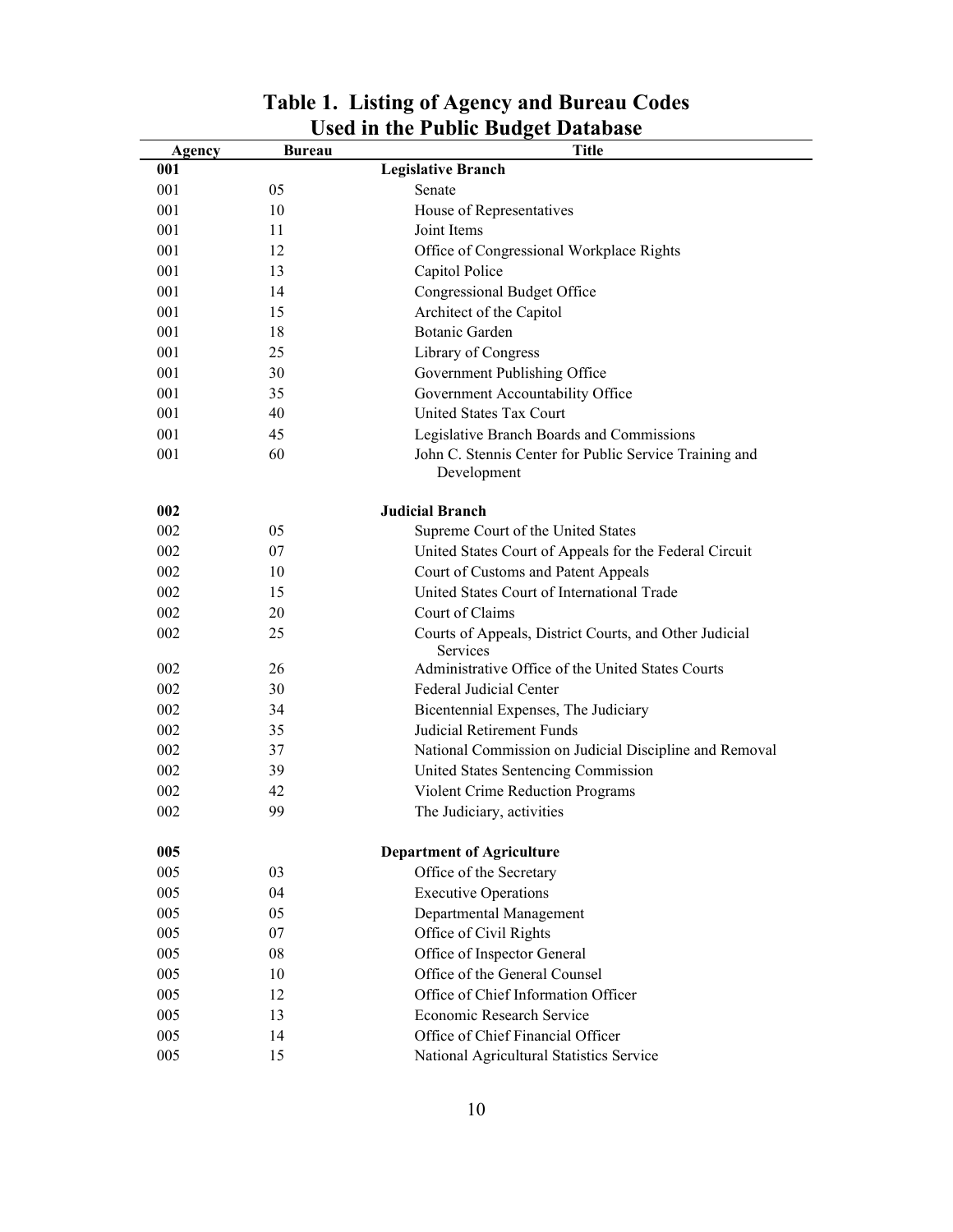# Table 1. Listing of Agency and Bureau Codes Used in the Public Budget Database

| Agency | Bureau | Title |
|---|---|---|
| **001** | | **Legislative Branch** |
| 001 | 05 | Senate |
| 001 | 10 | House of Representatives |
| 001 | 11 | Joint Items |
| 001 | 12 | Office of Congressional Workplace Rights |
| 001 | 13 | Capitol Police |
| 001 | 14 | Congressional Budget Office |
| 001 | 15 | Architect of the Capitol |
| 001 | 18 | Botanic Garden |
| 001 | 25 | Library of Congress |
| 001 | 30 | Government Publishing Office |
| 001 | 35 | Government Accountability Office |
| 001 | 40 | United States Tax Court |
| 001 | 45 | Legislative Branch Boards and Commissions |
| 001 | 60 | John C. Stennis Center for Public Service Training and Development |
| **002** | | **Judicial Branch** |
| 002 | 05 | Supreme Court of the United States |
| 002 | 07 | United States Court of Appeals for the Federal Circuit |
| 002 | 10 | Court of Customs and Patent Appeals |
| 002 | 15 | United States Court of International Trade |
| 002 | 20 | Court of Claims |
| 002 | 25 | Courts of Appeals, District Courts, and Other Judicial Services |
| 002 | 26 | Administrative Office of the United States Courts |
| 002 | 30 | Federal Judicial Center |
| 002 | 34 | Bicentennial Expenses, The Judiciary |
| 002 | 35 | Judicial Retirement Funds |
| 002 | 37 | National Commission on Judicial Discipline and Removal |
| 002 | 39 | United States Sentencing Commission |
| 002 | 42 | Violent Crime Reduction Programs |
| 002 | 99 | The Judiciary, activities |
| **005** | | **Department of Agriculture** |
| 005 | 03 | Office of the Secretary |
| 005 | 04 | Executive Operations |
| 005 | 05 | Departmental Management |
| 005 | 07 | Office of Civil Rights |
| 005 | 08 | Office of Inspector General |
| 005 | 10 | Office of the General Counsel |
| 005 | 12 | Office of Chief Information Officer |
| 005 | 13 | Economic Research Service |
| 005 | 14 | Office of Chief Financial Officer |
| 005 | 15 | National Agricultural Statistics Service |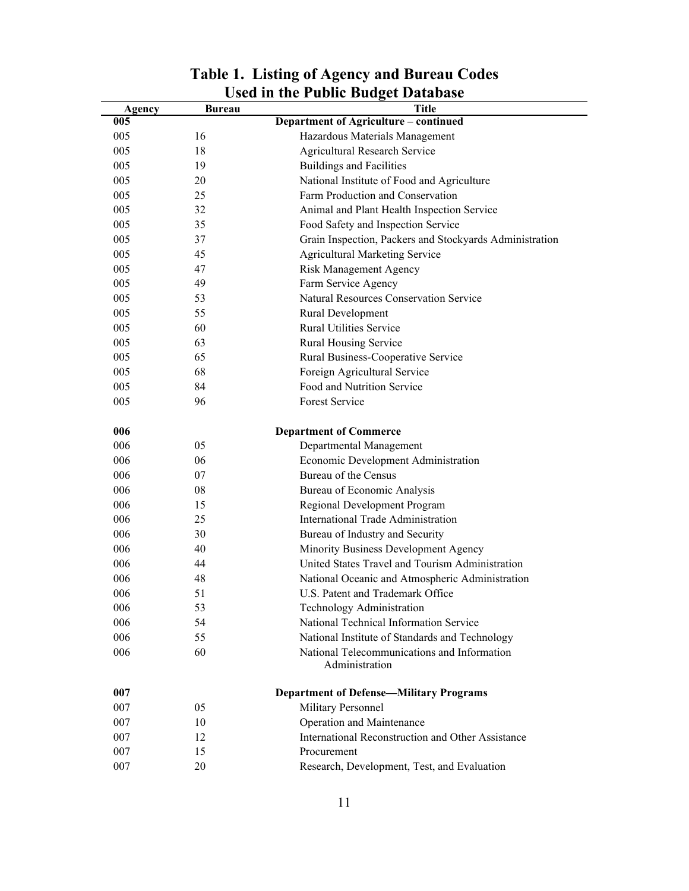# Table 1. Listing of Agency and Bureau Codes Used in the Public Budget Database

| Agency | Bureau | Title |
|---|---|---|
| **005** | | **Department of Agriculture – continued** |
| 005 | 16 | Hazardous Materials Management |
| 005 | 18 | Agricultural Research Service |
| 005 | 19 | Buildings and Facilities |
| 005 | 20 | National Institute of Food and Agriculture |
| 005 | 25 | Farm Production and Conservation |
| 005 | 32 | Animal and Plant Health Inspection Service |
| 005 | 35 | Food Safety and Inspection Service |
| 005 | 37 | Grain Inspection, Packers and Stockyards Administration |
| 005 | 45 | Agricultural Marketing Service |
| 005 | 47 | Risk Management Agency |
| 005 | 49 | Farm Service Agency |
| 005 | 53 | Natural Resources Conservation Service |
| 005 | 55 | Rural Development |
| 005 | 60 | Rural Utilities Service |
| 005 | 63 | Rural Housing Service |
| 005 | 65 | Rural Business-Cooperative Service |
| 005 | 68 | Foreign Agricultural Service |
| 005 | 84 | Food and Nutrition Service |
| 005 | 96 | Forest Service |
| **006** | | **Department of Commerce** |
| 006 | 05 | Departmental Management |
| 006 | 06 | Economic Development Administration |
| 006 | 07 | Bureau of the Census |
| 006 | 08 | Bureau of Economic Analysis |
| 006 | 15 | Regional Development Program |
| 006 | 25 | International Trade Administration |
| 006 | 30 | Bureau of Industry and Security |
| 006 | 40 | Minority Business Development Agency |
| 006 | 44 | United States Travel and Tourism Administration |
| 006 | 48 | National Oceanic and Atmospheric Administration |
| 006 | 51 | U.S. Patent and Trademark Office |
| 006 | 53 | Technology Administration |
| 006 | 54 | National Technical Information Service |
| 006 | 55 | National Institute of Standards and Technology |
| 006 | 60 | National Telecommunications and Information Administration |
| **007** | | **Department of Defense—Military Programs** |
| 007 | 05 | Military Personnel |
| 007 | 10 | Operation and Maintenance |
| 007 | 12 | International Reconstruction and Other Assistance |
| 007 | 15 | Procurement |
| 007 | 20 | Research, Development, Test, and Evaluation |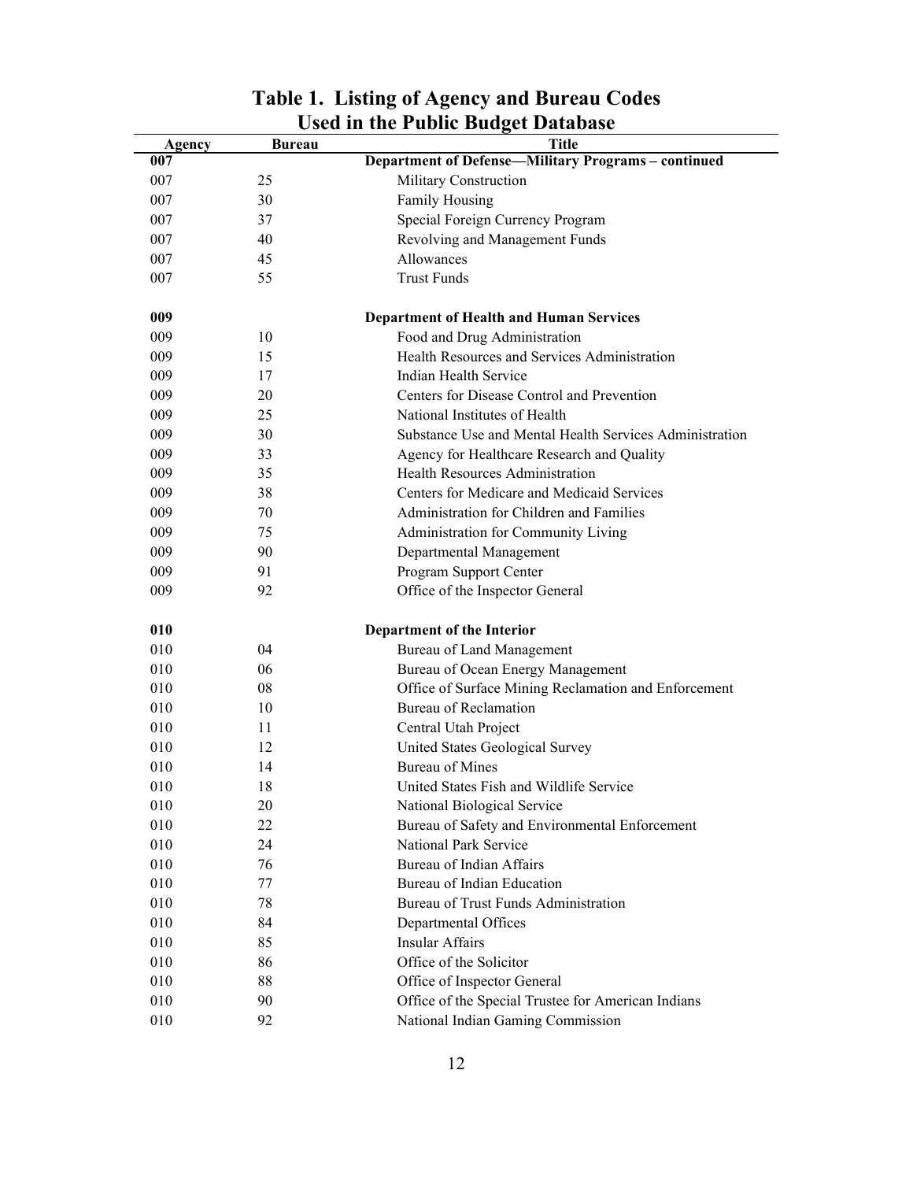# Table 1. Listing of Agency and Bureau Codes Used in the Public Budget Database

| Agency | Bureau | Title |
|---|---|---|
| **007** | | **Department of Defense—Military Programs – continued** |
| 007 | 25 | Military Construction |
| 007 | 30 | Family Housing |
| 007 | 37 | Special Foreign Currency Program |
| 007 | 40 | Revolving and Management Funds |
| 007 | 45 | Allowances |
| 007 | 55 | Trust Funds |
| | | |
| **009** | | **Department of Health and Human Services** |
| 009 | 10 | Food and Drug Administration |
| 009 | 15 | Health Resources and Services Administration |
| 009 | 17 | Indian Health Service |
| 009 | 20 | Centers for Disease Control and Prevention |
| 009 | 25 | National Institutes of Health |
| 009 | 30 | Substance Use and Mental Health Services Administration |
| 009 | 33 | Agency for Healthcare Research and Quality |
| 009 | 35 | Health Resources Administration |
| 009 | 38 | Centers for Medicare and Medicaid Services |
| 009 | 70 | Administration for Children and Families |
| 009 | 75 | Administration for Community Living |
| 009 | 90 | Departmental Management |
| 009 | 91 | Program Support Center |
| 009 | 92 | Office of the Inspector General |
| | | |
| **010** | | **Department of the Interior** |
| 010 | 04 | Bureau of Land Management |
| 010 | 06 | Bureau of Ocean Energy Management |
| 010 | 08 | Office of Surface Mining Reclamation and Enforcement |
| 010 | 10 | Bureau of Reclamation |
| 010 | 11 | Central Utah Project |
| 010 | 12 | United States Geological Survey |
| 010 | 14 | Bureau of Mines |
| 010 | 18 | United States Fish and Wildlife Service |
| 010 | 20 | National Biological Service |
| 010 | 22 | Bureau of Safety and Environmental Enforcement |
| 010 | 24 | National Park Service |
| 010 | 76 | Bureau of Indian Affairs |
| 010 | 77 | Bureau of Indian Education |
| 010 | 78 | Bureau of Trust Funds Administration |
| 010 | 84 | Departmental Offices |
| 010 | 85 | Insular Affairs |
| 010 | 86 | Office of the Solicitor |
| 010 | 88 | Office of Inspector General |
| 010 | 90 | Office of the Special Trustee for American Indians |
| 010 | 92 | National Indian Gaming Commission |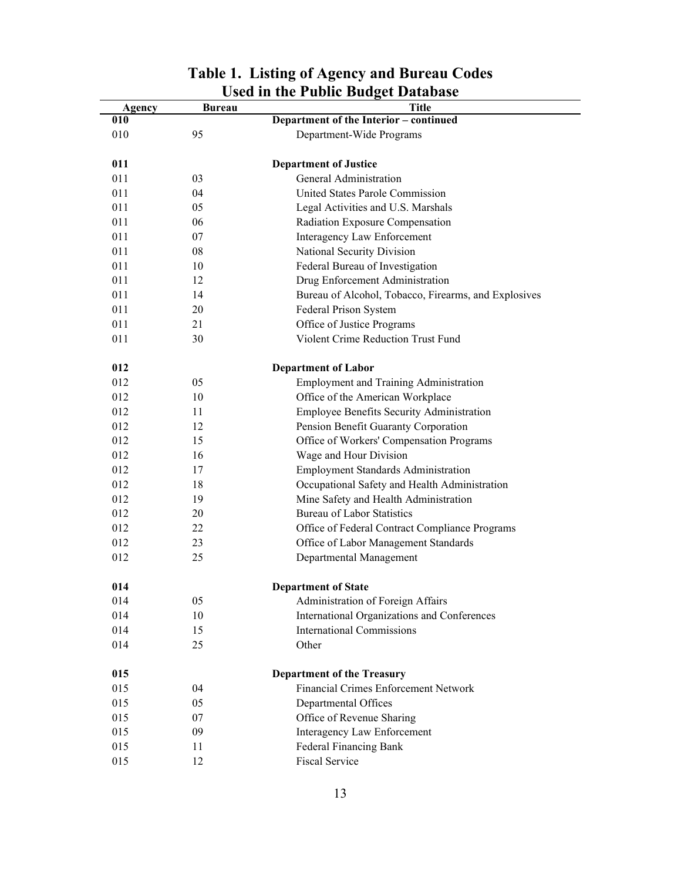## Table 1. Listing of Agency and Bureau Codes Used in the Public Budget Database

| Agency | Bureau | Title |
|---|---|---|
| **010** | | **Department of the Interior – continued** |
| 010 | 95 | Department-Wide Programs |
| | | |
| **011** | | **Department of Justice** |
| 011 | 03 | General Administration |
| 011 | 04 | United States Parole Commission |
| 011 | 05 | Legal Activities and U.S. Marshals |
| 011 | 06 | Radiation Exposure Compensation |
| 011 | 07 | Interagency Law Enforcement |
| 011 | 08 | National Security Division |
| 011 | 10 | Federal Bureau of Investigation |
| 011 | 12 | Drug Enforcement Administration |
| 011 | 14 | Bureau of Alcohol, Tobacco, Firearms, and Explosives |
| 011 | 20 | Federal Prison System |
| 011 | 21 | Office of Justice Programs |
| 011 | 30 | Violent Crime Reduction Trust Fund |
| | | |
| **012** | | **Department of Labor** |
| 012 | 05 | Employment and Training Administration |
| 012 | 10 | Office of the American Workplace |
| 012 | 11 | Employee Benefits Security Administration |
| 012 | 12 | Pension Benefit Guaranty Corporation |
| 012 | 15 | Office of Workers' Compensation Programs |
| 012 | 16 | Wage and Hour Division |
| 012 | 17 | Employment Standards Administration |
| 012 | 18 | Occupational Safety and Health Administration |
| 012 | 19 | Mine Safety and Health Administration |
| 012 | 20 | Bureau of Labor Statistics |
| 012 | 22 | Office of Federal Contract Compliance Programs |
| 012 | 23 | Office of Labor Management Standards |
| 012 | 25 | Departmental Management |
| | | |
| **014** | | **Department of State** |
| 014 | 05 | Administration of Foreign Affairs |
| 014 | 10 | International Organizations and Conferences |
| 014 | 15 | International Commissions |
| 014 | 25 | Other |
| | | |
| **015** | | **Department of the Treasury** |
| 015 | 04 | Financial Crimes Enforcement Network |
| 015 | 05 | Departmental Offices |
| 015 | 07 | Office of Revenue Sharing |
| 015 | 09 | Interagency Law Enforcement |
| 015 | 11 | Federal Financing Bank |
| 015 | 12 | Fiscal Service |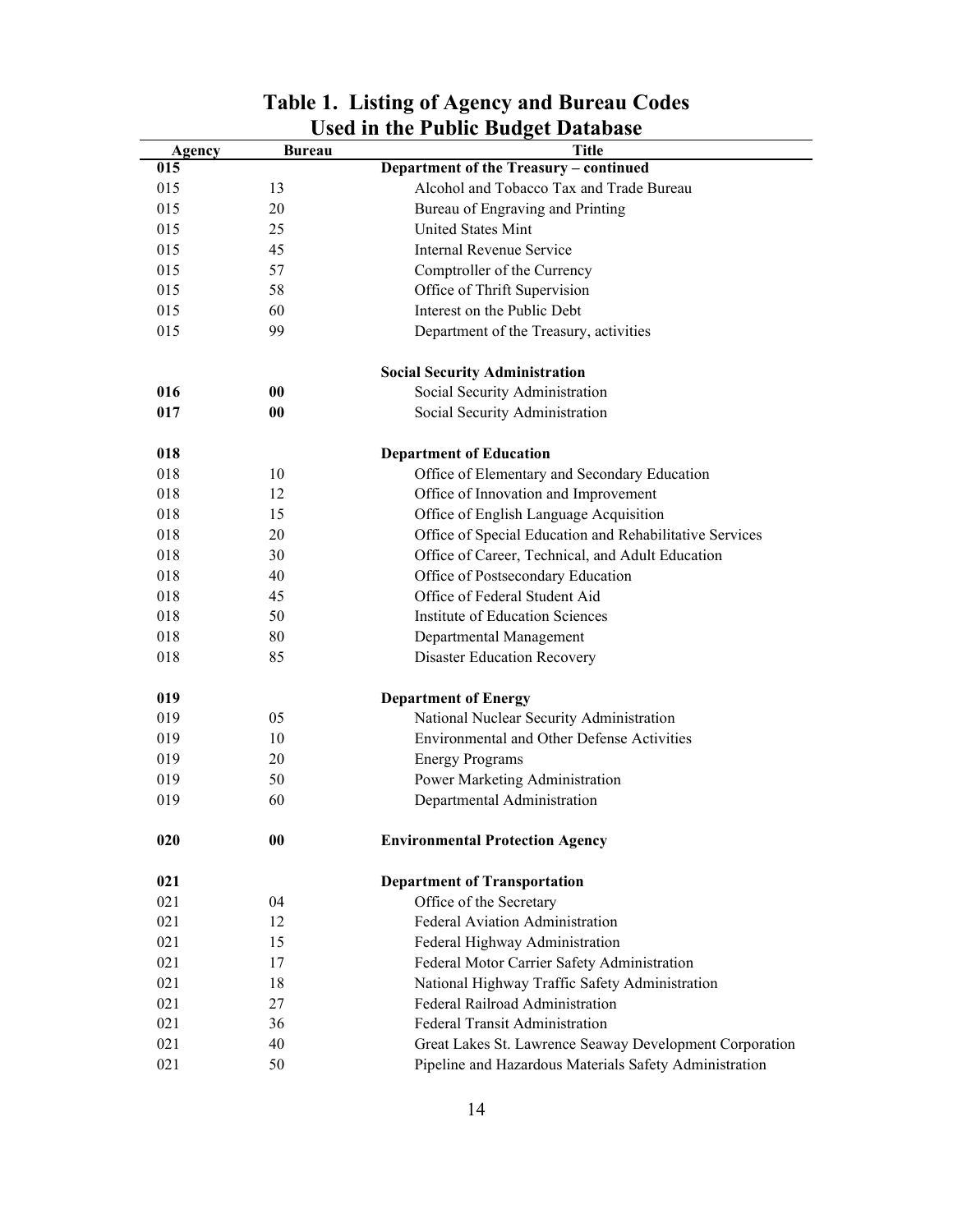# Table 1. Listing of Agency and Bureau Codes Used in the Public Budget Database

| Agency | Bureau | Title |
|---|---|---|
| **015** | | **Department of the Treasury – continued** |
| 015 | 13 | Alcohol and Tobacco Tax and Trade Bureau |
| 015 | 20 | Bureau of Engraving and Printing |
| 015 | 25 | United States Mint |
| 015 | 45 | Internal Revenue Service |
| 015 | 57 | Comptroller of the Currency |
| 015 | 58 | Office of Thrift Supervision |
| 015 | 60 | Interest on the Public Debt |
| 015 | 99 | Department of the Treasury, activities |
| | | **Social Security Administration** |
| **016** | **00** | Social Security Administration |
| **017** | **00** | Social Security Administration |
| **018** | | **Department of Education** |
| 018 | 10 | Office of Elementary and Secondary Education |
| 018 | 12 | Office of Innovation and Improvement |
| 018 | 15 | Office of English Language Acquisition |
| 018 | 20 | Office of Special Education and Rehabilitative Services |
| 018 | 30 | Office of Career, Technical, and Adult Education |
| 018 | 40 | Office of Postsecondary Education |
| 018 | 45 | Office of Federal Student Aid |
| 018 | 50 | Institute of Education Sciences |
| 018 | 80 | Departmental Management |
| 018 | 85 | Disaster Education Recovery |
| **019** | | **Department of Energy** |
| 019 | 05 | National Nuclear Security Administration |
| 019 | 10 | Environmental and Other Defense Activities |
| 019 | 20 | Energy Programs |
| 019 | 50 | Power Marketing Administration |
| 019 | 60 | Departmental Administration |
| **020** | **00** | **Environmental Protection Agency** |
| **021** | | **Department of Transportation** |
| 021 | 04 | Office of the Secretary |
| 021 | 12 | Federal Aviation Administration |
| 021 | 15 | Federal Highway Administration |
| 021 | 17 | Federal Motor Carrier Safety Administration |
| 021 | 18 | National Highway Traffic Safety Administration |
| 021 | 27 | Federal Railroad Administration |
| 021 | 36 | Federal Transit Administration |
| 021 | 40 | Great Lakes St. Lawrence Seaway Development Corporation |
| 021 | 50 | Pipeline and Hazardous Materials Safety Administration |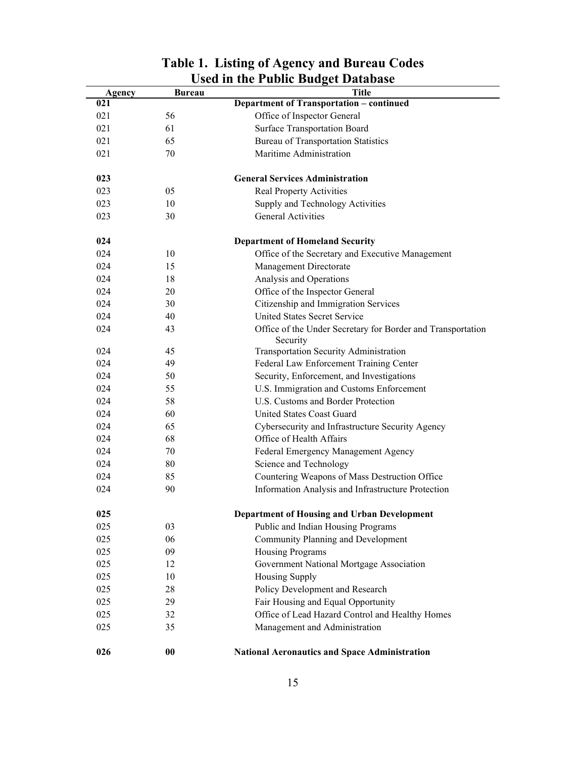## Table 1. Listing of Agency and Bureau Codes Used in the Public Budget Database

| Agency | Bureau | Title |
|---|---|---|
| **021** | | **Department of Transportation – continued** |
| 021 | 56 | Office of Inspector General |
| 021 | 61 | Surface Transportation Board |
| 021 | 65 | Bureau of Transportation Statistics |
| 021 | 70 | Maritime Administration |
| | | |
| **023** | | **General Services Administration** |
| 023 | 05 | Real Property Activities |
| 023 | 10 | Supply and Technology Activities |
| 023 | 30 | General Activities |
| | | |
| **024** | | **Department of Homeland Security** |
| 024 | 10 | Office of the Secretary and Executive Management |
| 024 | 15 | Management Directorate |
| 024 | 18 | Analysis and Operations |
| 024 | 20 | Office of the Inspector General |
| 024 | 30 | Citizenship and Immigration Services |
| 024 | 40 | United States Secret Service |
| 024 | 43 | Office of the Under Secretary for Border and Transportation Security |
| 024 | 45 | Transportation Security Administration |
| 024 | 49 | Federal Law Enforcement Training Center |
| 024 | 50 | Security, Enforcement, and Investigations |
| 024 | 55 | U.S. Immigration and Customs Enforcement |
| 024 | 58 | U.S. Customs and Border Protection |
| 024 | 60 | United States Coast Guard |
| 024 | 65 | Cybersecurity and Infrastructure Security Agency |
| 024 | 68 | Office of Health Affairs |
| 024 | 70 | Federal Emergency Management Agency |
| 024 | 80 | Science and Technology |
| 024 | 85 | Countering Weapons of Mass Destruction Office |
| 024 | 90 | Information Analysis and Infrastructure Protection |
| | | |
| **025** | | **Department of Housing and Urban Development** |
| 025 | 03 | Public and Indian Housing Programs |
| 025 | 06 | Community Planning and Development |
| 025 | 09 | Housing Programs |
| 025 | 12 | Government National Mortgage Association |
| 025 | 10 | Housing Supply |
| 025 | 28 | Policy Development and Research |
| 025 | 29 | Fair Housing and Equal Opportunity |
| 025 | 32 | Office of Lead Hazard Control and Healthy Homes |
| 025 | 35 | Management and Administration |
| | | |
| **026** | **00** | **National Aeronautics and Space Administration** |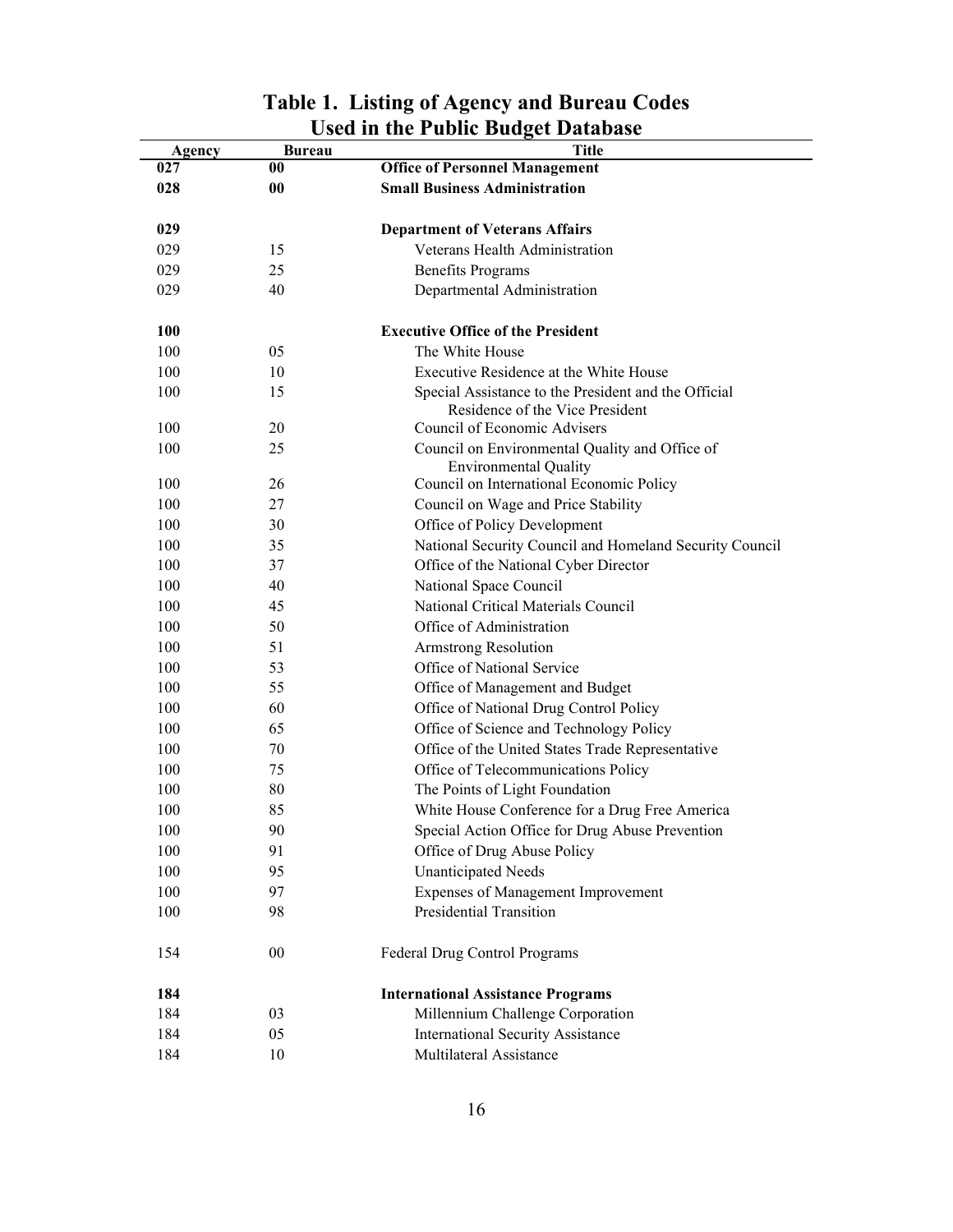# Table 1. Listing of Agency and Bureau Codes Used in the Public Budget Database

| Agency | Bureau | Title |
|---|---|---|
| **027** | **00** | **Office of Personnel Management** |
| **028** | **00** | **Small Business Administration** |
| | | |
| **029** | | **Department of Veterans Affairs** |
| 029 | 15 | Veterans Health Administration |
| 029 | 25 | Benefits Programs |
| 029 | 40 | Departmental Administration |
| | | |
| **100** | | **Executive Office of the President** |
| 100 | 05 | The White House |
| 100 | 10 | Executive Residence at the White House |
| 100 | 15 | Special Assistance to the President and the Official Residence of the Vice President |
| 100 | 20 | Council of Economic Advisers |
| 100 | 25 | Council on Environmental Quality and Office of Environmental Quality |
| 100 | 26 | Council on International Economic Policy |
| 100 | 27 | Council on Wage and Price Stability |
| 100 | 30 | Office of Policy Development |
| 100 | 35 | National Security Council and Homeland Security Council |
| 100 | 37 | Office of the National Cyber Director |
| 100 | 40 | National Space Council |
| 100 | 45 | National Critical Materials Council |
| 100 | 50 | Office of Administration |
| 100 | 51 | Armstrong Resolution |
| 100 | 53 | Office of National Service |
| 100 | 55 | Office of Management and Budget |
| 100 | 60 | Office of National Drug Control Policy |
| 100 | 65 | Office of Science and Technology Policy |
| 100 | 70 | Office of the United States Trade Representative |
| 100 | 75 | Office of Telecommunications Policy |
| 100 | 80 | The Points of Light Foundation |
| 100 | 85 | White House Conference for a Drug Free America |
| 100 | 90 | Special Action Office for Drug Abuse Prevention |
| 100 | 91 | Office of Drug Abuse Policy |
| 100 | 95 | Unanticipated Needs |
| 100 | 97 | Expenses of Management Improvement |
| 100 | 98 | Presidential Transition |
| | | |
| 154 | 00 | Federal Drug Control Programs |
| | | |
| **184** | | **International Assistance Programs** |
| 184 | 03 | Millennium Challenge Corporation |
| 184 | 05 | International Security Assistance |
| 184 | 10 | Multilateral Assistance |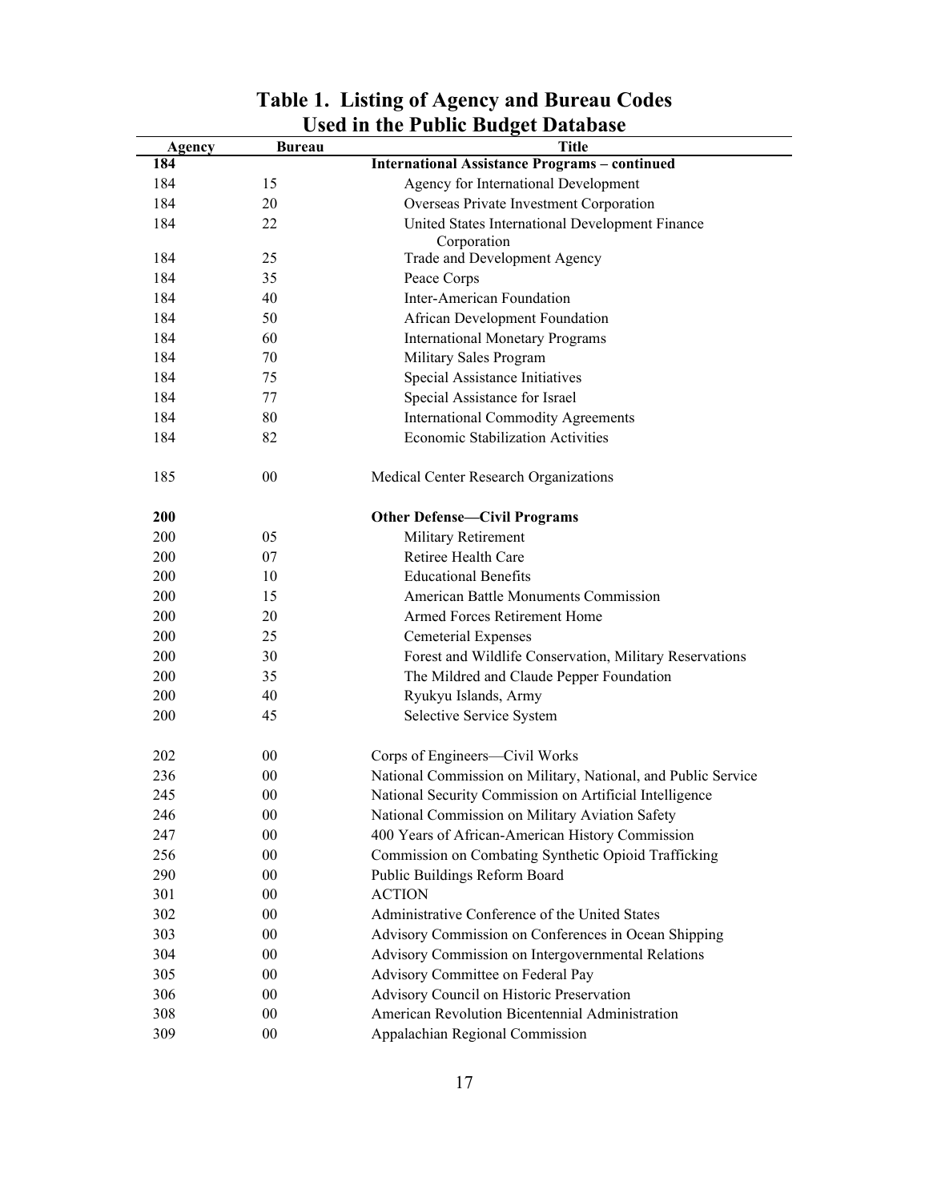## Table 1. Listing of Agency and Bureau Codes Used in the Public Budget Database

| Agency | Bureau | Title |
|---|---|---|
| **184** | | **International Assistance Programs – continued** |
| 184 | 15 | Agency for International Development |
| 184 | 20 | Overseas Private Investment Corporation |
| 184 | 22 | United States International Development Finance Corporation |
| 184 | 25 | Trade and Development Agency |
| 184 | 35 | Peace Corps |
| 184 | 40 | Inter-American Foundation |
| 184 | 50 | African Development Foundation |
| 184 | 60 | International Monetary Programs |
| 184 | 70 | Military Sales Program |
| 184 | 75 | Special Assistance Initiatives |
| 184 | 77 | Special Assistance for Israel |
| 184 | 80 | International Commodity Agreements |
| 184 | 82 | Economic Stabilization Activities |
| | | |
| 185 | 00 | Medical Center Research Organizations |
| | | |
| **200** | | **Other Defense—Civil Programs** |
| 200 | 05 | Military Retirement |
| 200 | 07 | Retiree Health Care |
| 200 | 10 | Educational Benefits |
| 200 | 15 | American Battle Monuments Commission |
| 200 | 20 | Armed Forces Retirement Home |
| 200 | 25 | Cemeterial Expenses |
| 200 | 30 | Forest and Wildlife Conservation, Military Reservations |
| 200 | 35 | The Mildred and Claude Pepper Foundation |
| 200 | 40 | Ryukyu Islands, Army |
| 200 | 45 | Selective Service System |
| | | |
| 202 | 00 | Corps of Engineers—Civil Works |
| 236 | 00 | National Commission on Military, National, and Public Service |
| 245 | 00 | National Security Commission on Artificial Intelligence |
| 246 | 00 | National Commission on Military Aviation Safety |
| 247 | 00 | 400 Years of African-American History Commission |
| 256 | 00 | Commission on Combating Synthetic Opioid Trafficking |
| 290 | 00 | Public Buildings Reform Board |
| 301 | 00 | ACTION |
| 302 | 00 | Administrative Conference of the United States |
| 303 | 00 | Advisory Commission on Conferences in Ocean Shipping |
| 304 | 00 | Advisory Commission on Intergovernmental Relations |
| 305 | 00 | Advisory Committee on Federal Pay |
| 306 | 00 | Advisory Council on Historic Preservation |
| 308 | 00 | American Revolution Bicentennial Administration |
| 309 | 00 | Appalachian Regional Commission |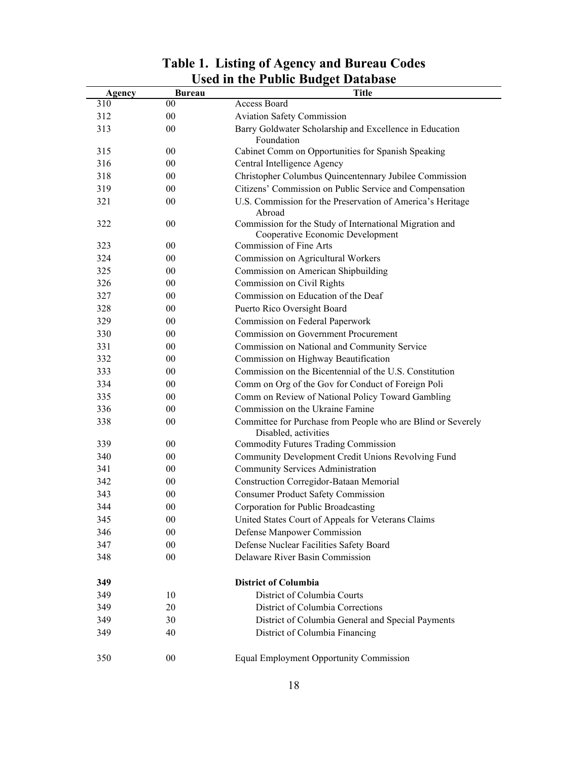## Table 1. Listing of Agency and Bureau Codes Used in the Public Budget Database

| Agency | Bureau | Title |
|---|---|---|
| 310 | 00 | Access Board |
| 312 | 00 | Aviation Safety Commission |
| 313 | 00 | Barry Goldwater Scholarship and Excellence in Education Foundation |
| 315 | 00 | Cabinet Comm on Opportunities for Spanish Speaking |
| 316 | 00 | Central Intelligence Agency |
| 318 | 00 | Christopher Columbus Quincentennary Jubilee Commission |
| 319 | 00 | Citizens' Commission on Public Service and Compensation |
| 321 | 00 | U.S. Commission for the Preservation of America's Heritage Abroad |
| 322 | 00 | Commission for the Study of International Migration and Cooperative Economic Development |
| 323 | 00 | Commission of Fine Arts |
| 324 | 00 | Commission on Agricultural Workers |
| 325 | 00 | Commission on American Shipbuilding |
| 326 | 00 | Commission on Civil Rights |
| 327 | 00 | Commission on Education of the Deaf |
| 328 | 00 | Puerto Rico Oversight Board |
| 329 | 00 | Commission on Federal Paperwork |
| 330 | 00 | Commission on Government Procurement |
| 331 | 00 | Commission on National and Community Service |
| 332 | 00 | Commission on Highway Beautification |
| 333 | 00 | Commission on the Bicentennial of the U.S. Constitution |
| 334 | 00 | Comm on Org of the Gov for Conduct of Foreign Poli |
| 335 | 00 | Comm on Review of National Policy Toward Gambling |
| 336 | 00 | Commission on the Ukraine Famine |
| 338 | 00 | Committee for Purchase from People who are Blind or Severely Disabled, activities |
| 339 | 00 | Commodity Futures Trading Commission |
| 340 | 00 | Community Development Credit Unions Revolving Fund |
| 341 | 00 | Community Services Administration |
| 342 | 00 | Construction Corregidor-Bataan Memorial |
| 343 | 00 | Consumer Product Safety Commission |
| 344 | 00 | Corporation for Public Broadcasting |
| 345 | 00 | United States Court of Appeals for Veterans Claims |
| 346 | 00 | Defense Manpower Commission |
| 347 | 00 | Defense Nuclear Facilities Safety Board |
| 348 | 00 | Delaware River Basin Commission |
| **349** | | **District of Columbia** |
| 349 | 10 | District of Columbia Courts |
| 349 | 20 | District of Columbia Corrections |
| 349 | 30 | District of Columbia General and Special Payments |
| 349 | 40 | District of Columbia Financing |
| 350 | 00 | Equal Employment Opportunity Commission |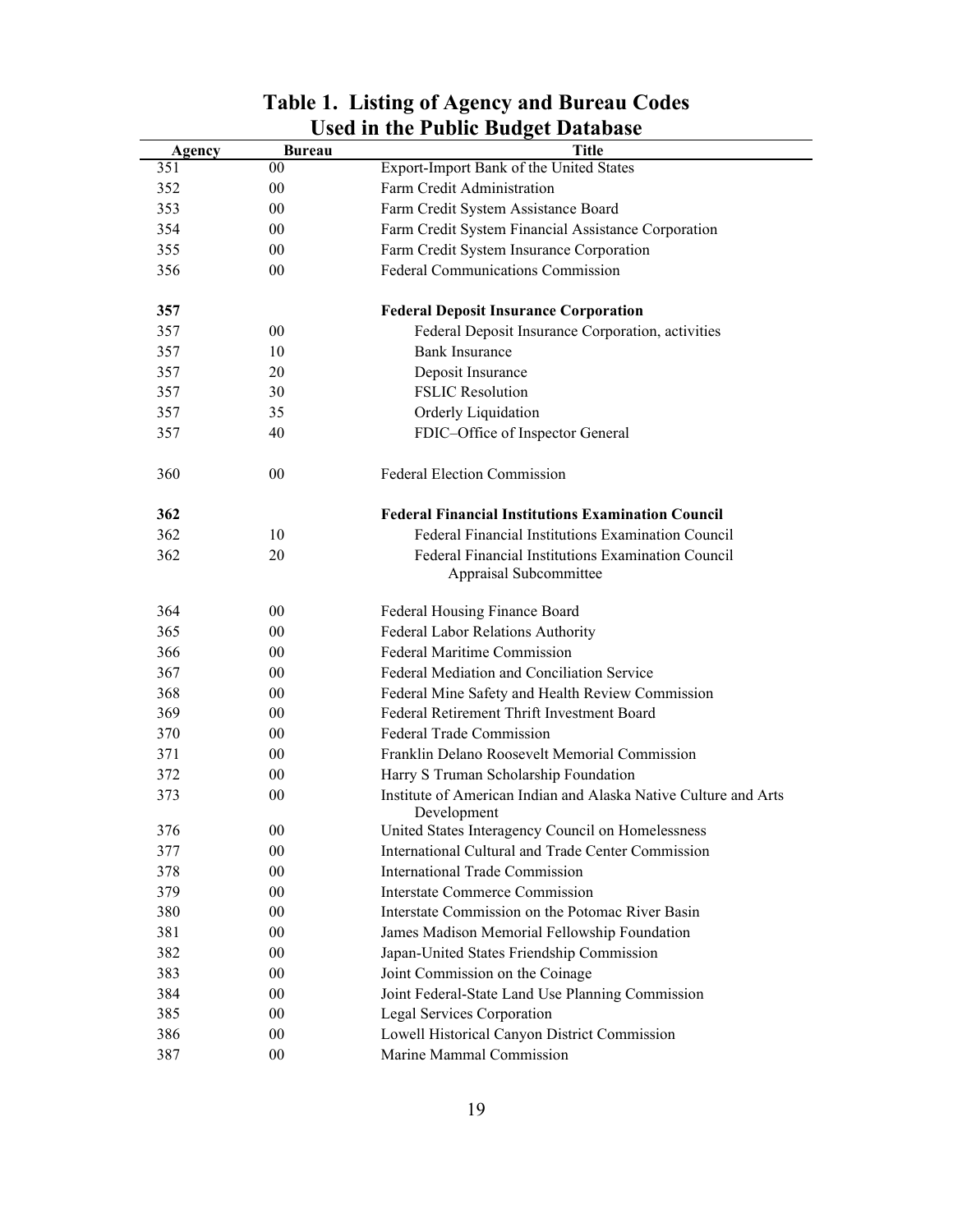# Table 1. Listing of Agency and Bureau Codes Used in the Public Budget Database

| Agency | Bureau | Title |
|---|---|---|
| 351 | 00 | Export-Import Bank of the United States |
| 352 | 00 | Farm Credit Administration |
| 353 | 00 | Farm Credit System Assistance Board |
| 354 | 00 | Farm Credit System Financial Assistance Corporation |
| 355 | 00 | Farm Credit System Insurance Corporation |
| 356 | 00 | Federal Communications Commission |
| **357** | | **Federal Deposit Insurance Corporation** |
| 357 | 00 | Federal Deposit Insurance Corporation, activities |
| 357 | 10 | Bank Insurance |
| 357 | 20 | Deposit Insurance |
| 357 | 30 | FSLIC Resolution |
| 357 | 35 | Orderly Liquidation |
| 357 | 40 | FDIC–Office of Inspector General |
| 360 | 00 | Federal Election Commission |
| **362** | | **Federal Financial Institutions Examination Council** |
| 362 | 10 | Federal Financial Institutions Examination Council |
| 362 | 20 | Federal Financial Institutions Examination Council Appraisal Subcommittee |
| 364 | 00 | Federal Housing Finance Board |
| 365 | 00 | Federal Labor Relations Authority |
| 366 | 00 | Federal Maritime Commission |
| 367 | 00 | Federal Mediation and Conciliation Service |
| 368 | 00 | Federal Mine Safety and Health Review Commission |
| 369 | 00 | Federal Retirement Thrift Investment Board |
| 370 | 00 | Federal Trade Commission |
| 371 | 00 | Franklin Delano Roosevelt Memorial Commission |
| 372 | 00 | Harry S Truman Scholarship Foundation |
| 373 | 00 | Institute of American Indian and Alaska Native Culture and Arts Development |
| 376 | 00 | United States Interagency Council on Homelessness |
| 377 | 00 | International Cultural and Trade Center Commission |
| 378 | 00 | International Trade Commission |
| 379 | 00 | Interstate Commerce Commission |
| 380 | 00 | Interstate Commission on the Potomac River Basin |
| 381 | 00 | James Madison Memorial Fellowship Foundation |
| 382 | 00 | Japan-United States Friendship Commission |
| 383 | 00 | Joint Commission on the Coinage |
| 384 | 00 | Joint Federal-State Land Use Planning Commission |
| 385 | 00 | Legal Services Corporation |
| 386 | 00 | Lowell Historical Canyon District Commission |
| 387 | 00 | Marine Mammal Commission |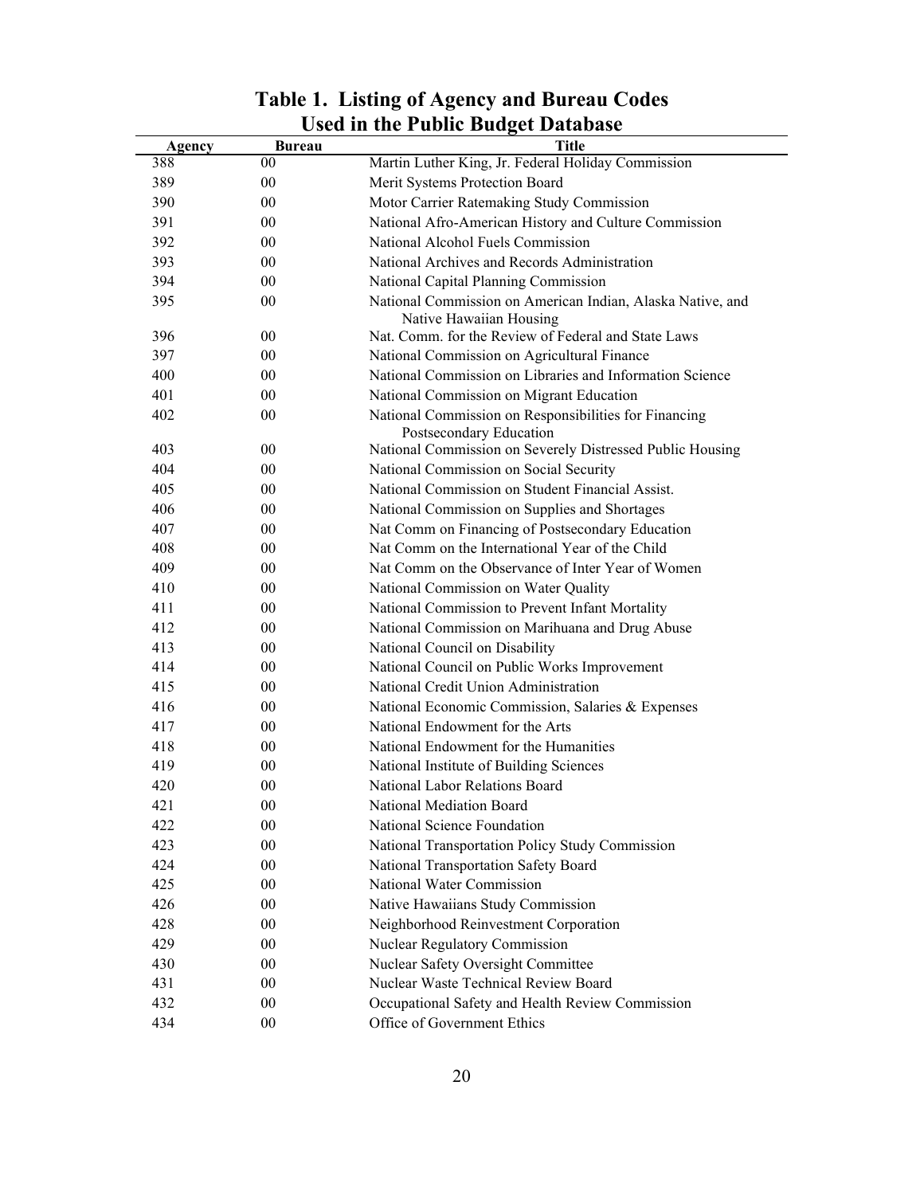## Table 1. Listing of Agency and Bureau Codes Used in the Public Budget Database

| Agency | Bureau | Title |
|---|---|---|
| 388 | 00 | Martin Luther King, Jr. Federal Holiday Commission |
| 389 | 00 | Merit Systems Protection Board |
| 390 | 00 | Motor Carrier Ratemaking Study Commission |
| 391 | 00 | National Afro-American History and Culture Commission |
| 392 | 00 | National Alcohol Fuels Commission |
| 393 | 00 | National Archives and Records Administration |
| 394 | 00 | National Capital Planning Commission |
| 395 | 00 | National Commission on American Indian, Alaska Native, and Native Hawaiian Housing |
| 396 | 00 | Nat. Comm. for the Review of Federal and State Laws |
| 397 | 00 | National Commission on Agricultural Finance |
| 400 | 00 | National Commission on Libraries and Information Science |
| 401 | 00 | National Commission on Migrant Education |
| 402 | 00 | National Commission on Responsibilities for Financing Postsecondary Education |
| 403 | 00 | National Commission on Severely Distressed Public Housing |
| 404 | 00 | National Commission on Social Security |
| 405 | 00 | National Commission on Student Financial Assist. |
| 406 | 00 | National Commission on Supplies and Shortages |
| 407 | 00 | Nat Comm on Financing of Postsecondary Education |
| 408 | 00 | Nat Comm on the International Year of the Child |
| 409 | 00 | Nat Comm on the Observance of Inter Year of Women |
| 410 | 00 | National Commission on Water Quality |
| 411 | 00 | National Commission to Prevent Infant Mortality |
| 412 | 00 | National Commission on Marihuana and Drug Abuse |
| 413 | 00 | National Council on Disability |
| 414 | 00 | National Council on Public Works Improvement |
| 415 | 00 | National Credit Union Administration |
| 416 | 00 | National Economic Commission, Salaries & Expenses |
| 417 | 00 | National Endowment for the Arts |
| 418 | 00 | National Endowment for the Humanities |
| 419 | 00 | National Institute of Building Sciences |
| 420 | 00 | National Labor Relations Board |
| 421 | 00 | National Mediation Board |
| 422 | 00 | National Science Foundation |
| 423 | 00 | National Transportation Policy Study Commission |
| 424 | 00 | National Transportation Safety Board |
| 425 | 00 | National Water Commission |
| 426 | 00 | Native Hawaiians Study Commission |
| 428 | 00 | Neighborhood Reinvestment Corporation |
| 429 | 00 | Nuclear Regulatory Commission |
| 430 | 00 | Nuclear Safety Oversight Committee |
| 431 | 00 | Nuclear Waste Technical Review Board |
| 432 | 00 | Occupational Safety and Health Review Commission |
| 434 | 00 | Office of Government Ethics |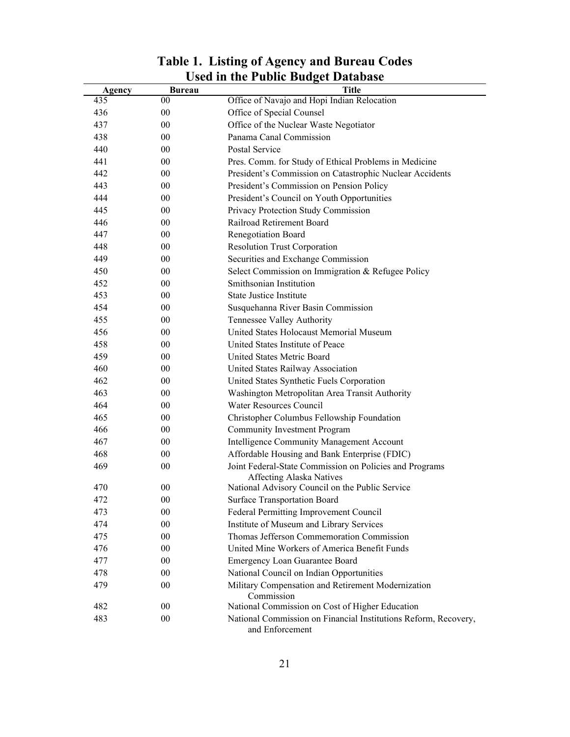# Table 1. Listing of Agency and Bureau Codes Used in the Public Budget Database

| Agency | Bureau | Title |
|---|---|---|
| 435 | 00 | Office of Navajo and Hopi Indian Relocation |
| 436 | 00 | Office of Special Counsel |
| 437 | 00 | Office of the Nuclear Waste Negotiator |
| 438 | 00 | Panama Canal Commission |
| 440 | 00 | Postal Service |
| 441 | 00 | Pres. Comm. for Study of Ethical Problems in Medicine |
| 442 | 00 | President's Commission on Catastrophic Nuclear Accidents |
| 443 | 00 | President's Commission on Pension Policy |
| 444 | 00 | President's Council on Youth Opportunities |
| 445 | 00 | Privacy Protection Study Commission |
| 446 | 00 | Railroad Retirement Board |
| 447 | 00 | Renegotiation Board |
| 448 | 00 | Resolution Trust Corporation |
| 449 | 00 | Securities and Exchange Commission |
| 450 | 00 | Select Commission on Immigration & Refugee Policy |
| 452 | 00 | Smithsonian Institution |
| 453 | 00 | State Justice Institute |
| 454 | 00 | Susquehanna River Basin Commission |
| 455 | 00 | Tennessee Valley Authority |
| 456 | 00 | United States Holocaust Memorial Museum |
| 458 | 00 | United States Institute of Peace |
| 459 | 00 | United States Metric Board |
| 460 | 00 | United States Railway Association |
| 462 | 00 | United States Synthetic Fuels Corporation |
| 463 | 00 | Washington Metropolitan Area Transit Authority |
| 464 | 00 | Water Resources Council |
| 465 | 00 | Christopher Columbus Fellowship Foundation |
| 466 | 00 | Community Investment Program |
| 467 | 00 | Intelligence Community Management Account |
| 468 | 00 | Affordable Housing and Bank Enterprise (FDIC) |
| 469 | 00 | Joint Federal-State Commission on Policies and Programs Affecting Alaska Natives |
| 470 | 00 | National Advisory Council on the Public Service |
| 472 | 00 | Surface Transportation Board |
| 473 | 00 | Federal Permitting Improvement Council |
| 474 | 00 | Institute of Museum and Library Services |
| 475 | 00 | Thomas Jefferson Commemoration Commission |
| 476 | 00 | United Mine Workers of America Benefit Funds |
| 477 | 00 | Emergency Loan Guarantee Board |
| 478 | 00 | National Council on Indian Opportunities |
| 479 | 00 | Military Compensation and Retirement Modernization Commission |
| 482 | 00 | National Commission on Cost of Higher Education |
| 483 | 00 | National Commission on Financial Institutions Reform, Recovery, and Enforcement |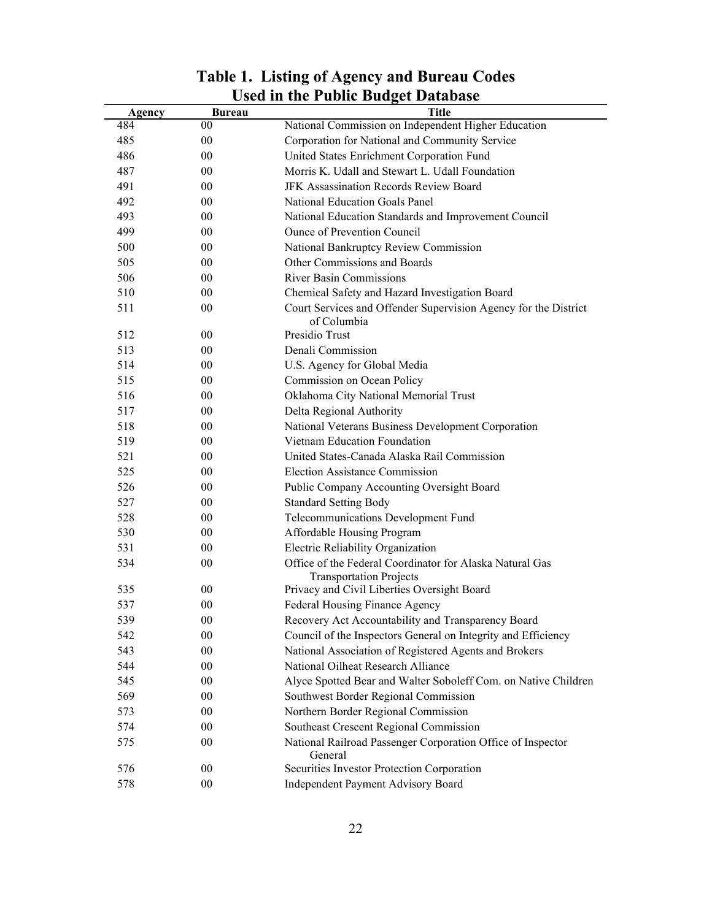## Table 1. Listing of Agency and Bureau Codes Used in the Public Budget Database

| Agency | Bureau | Title |
|---|---|---|
| 484 | 00 | National Commission on Independent Higher Education |
| 485 | 00 | Corporation for National and Community Service |
| 486 | 00 | United States Enrichment Corporation Fund |
| 487 | 00 | Morris K. Udall and Stewart L. Udall Foundation |
| 491 | 00 | JFK Assassination Records Review Board |
| 492 | 00 | National Education Goals Panel |
| 493 | 00 | National Education Standards and Improvement Council |
| 499 | 00 | Ounce of Prevention Council |
| 500 | 00 | National Bankruptcy Review Commission |
| 505 | 00 | Other Commissions and Boards |
| 506 | 00 | River Basin Commissions |
| 510 | 00 | Chemical Safety and Hazard Investigation Board |
| 511 | 00 | Court Services and Offender Supervision Agency for the District of Columbia |
| 512 | 00 | Presidio Trust |
| 513 | 00 | Denali Commission |
| 514 | 00 | U.S. Agency for Global Media |
| 515 | 00 | Commission on Ocean Policy |
| 516 | 00 | Oklahoma City National Memorial Trust |
| 517 | 00 | Delta Regional Authority |
| 518 | 00 | National Veterans Business Development Corporation |
| 519 | 00 | Vietnam Education Foundation |
| 521 | 00 | United States-Canada Alaska Rail Commission |
| 525 | 00 | Election Assistance Commission |
| 526 | 00 | Public Company Accounting Oversight Board |
| 527 | 00 | Standard Setting Body |
| 528 | 00 | Telecommunications Development Fund |
| 530 | 00 | Affordable Housing Program |
| 531 | 00 | Electric Reliability Organization |
| 534 | 00 | Office of the Federal Coordinator for Alaska Natural Gas Transportation Projects |
| 535 | 00 | Privacy and Civil Liberties Oversight Board |
| 537 | 00 | Federal Housing Finance Agency |
| 539 | 00 | Recovery Act Accountability and Transparency Board |
| 542 | 00 | Council of the Inspectors General on Integrity and Efficiency |
| 543 | 00 | National Association of Registered Agents and Brokers |
| 544 | 00 | National Oilheat Research Alliance |
| 545 | 00 | Alyce Spotted Bear and Walter Soboleff Com. on Native Children |
| 569 | 00 | Southwest Border Regional Commission |
| 573 | 00 | Northern Border Regional Commission |
| 574 | 00 | Southeast Crescent Regional Commission |
| 575 | 00 | National Railroad Passenger Corporation Office of Inspector General |
| 576 | 00 | Securities Investor Protection Corporation |
| 578 | 00 | Independent Payment Advisory Board |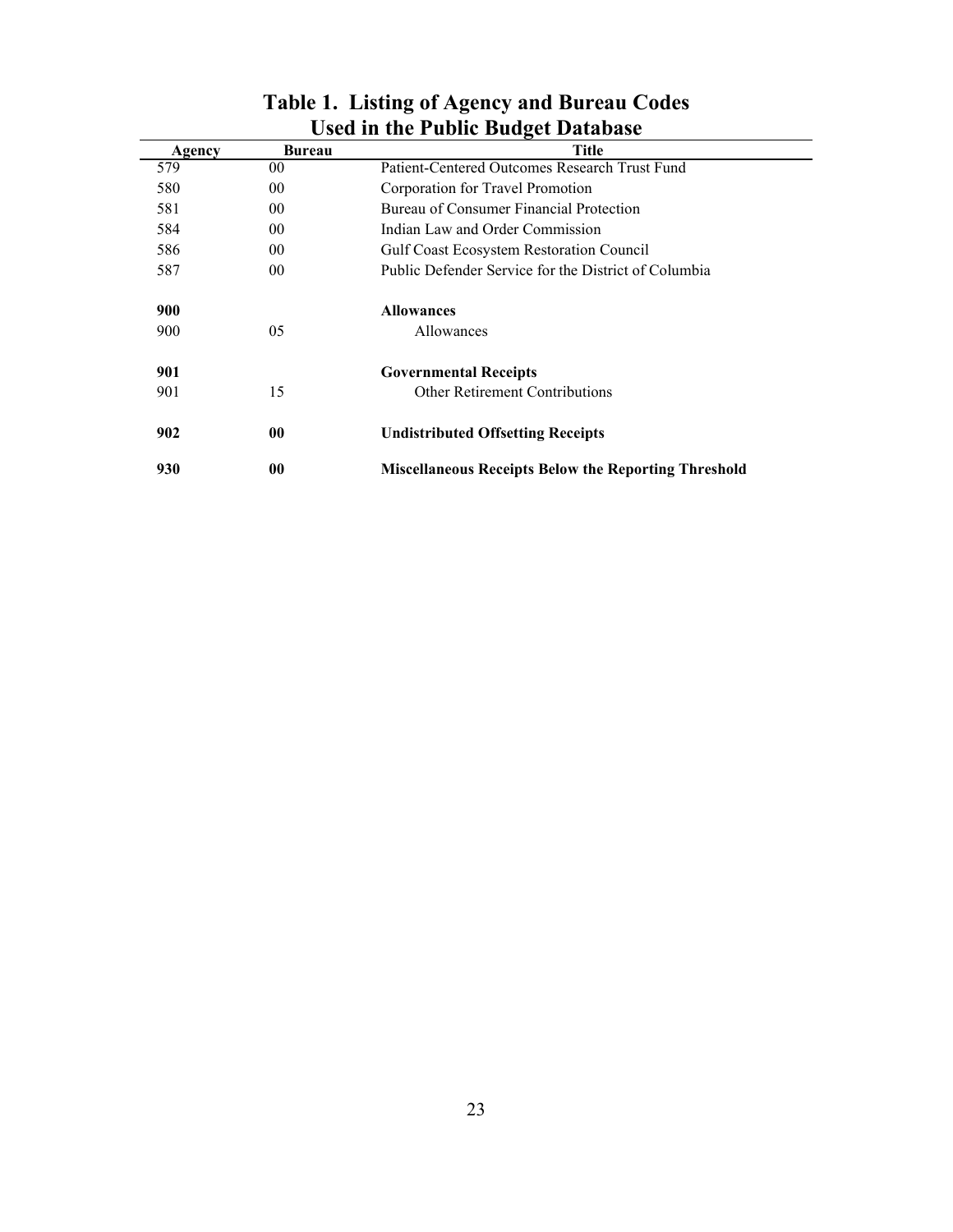# Table 1. Listing of Agency and Bureau Codes Used in the Public Budget Database

| Agency | Bureau | Title |
|---|---|---|
| 579 | 00 | Patient-Centered Outcomes Research Trust Fund |
| 580 | 00 | Corporation for Travel Promotion |
| 581 | 00 | Bureau of Consumer Financial Protection |
| 584 | 00 | Indian Law and Order Commission |
| 586 | 00 | Gulf Coast Ecosystem Restoration Council |
| 587 | 00 | Public Defender Service for the District of Columbia |
| **900** | | **Allowances** |
| 900 | 05 | Allowances |
| **901** | | **Governmental Receipts** |
| 901 | 15 | Other Retirement Contributions |
| **902** | **00** | **Undistributed Offsetting Receipts** |
| **930** | **00** | **Miscellaneous Receipts Below the Reporting Threshold** |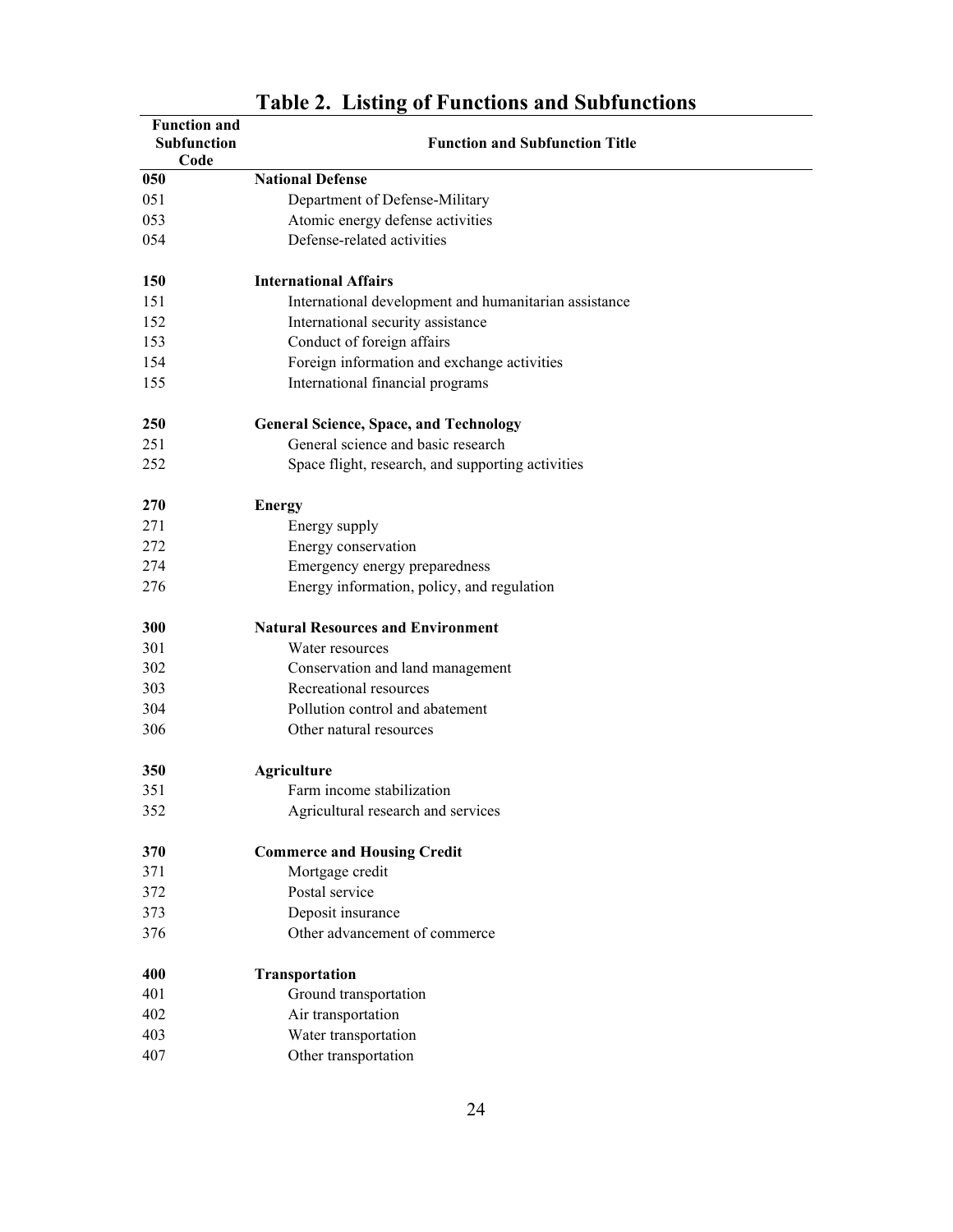## Table 2. Listing of Functions and Subfunctions

| Function and Subfunction Code | Function and Subfunction Title |
|---|---|
| **050** | **National Defense** |
| 051 | Department of Defense-Military |
| 053 | Atomic energy defense activities |
| 054 | Defense-related activities |
| | |
| **150** | **International Affairs** |
| 151 | International development and humanitarian assistance |
| 152 | International security assistance |
| 153 | Conduct of foreign affairs |
| 154 | Foreign information and exchange activities |
| 155 | International financial programs |
| | |
| **250** | **General Science, Space, and Technology** |
| 251 | General science and basic research |
| 252 | Space flight, research, and supporting activities |
| | |
| **270** | **Energy** |
| 271 | Energy supply |
| 272 | Energy conservation |
| 274 | Emergency energy preparedness |
| 276 | Energy information, policy, and regulation |
| | |
| **300** | **Natural Resources and Environment** |
| 301 | Water resources |
| 302 | Conservation and land management |
| 303 | Recreational resources |
| 304 | Pollution control and abatement |
| 306 | Other natural resources |
| | |
| **350** | **Agriculture** |
| 351 | Farm income stabilization |
| 352 | Agricultural research and services |
| | |
| **370** | **Commerce and Housing Credit** |
| 371 | Mortgage credit |
| 372 | Postal service |
| 373 | Deposit insurance |
| 376 | Other advancement of commerce |
| | |
| **400** | **Transportation** |
| 401 | Ground transportation |
| 402 | Air transportation |
| 403 | Water transportation |
| 407 | Other transportation |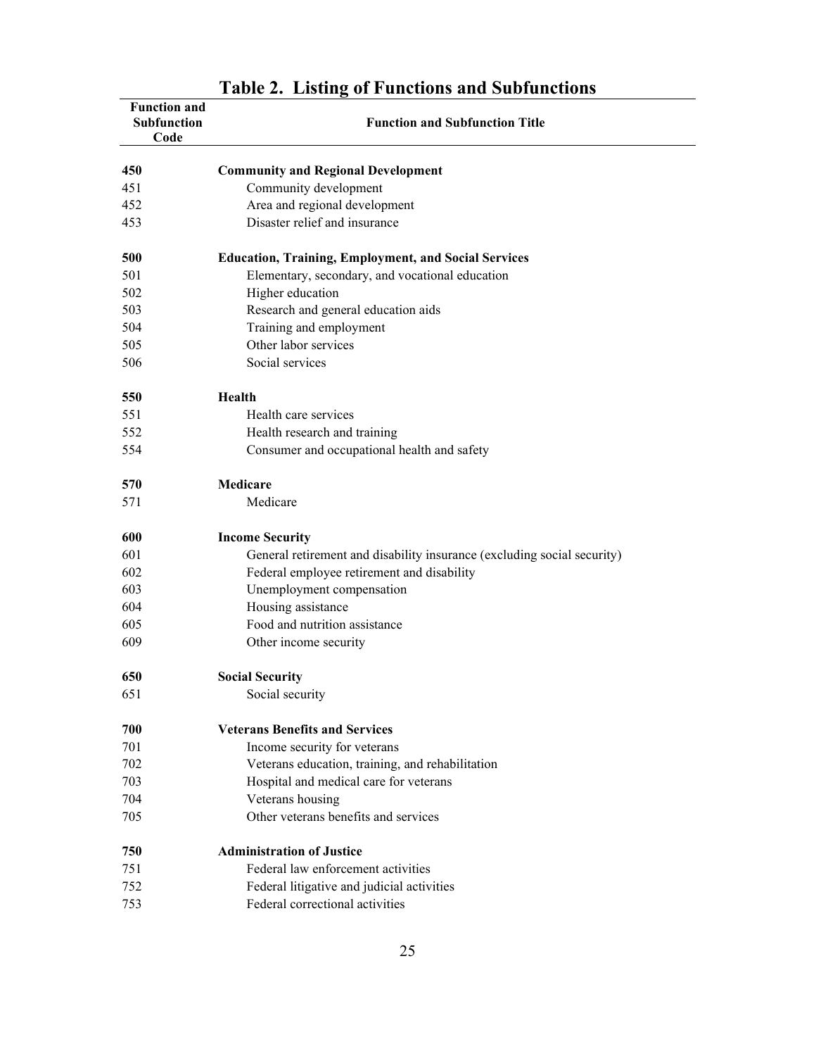## Table 2. Listing of Functions and Subfunctions

| Function and Subfunction Code | Function and Subfunction Title |
|---|---|
| **450** | **Community and Regional Development** |
| 451 | Community development |
| 452 | Area and regional development |
| 453 | Disaster relief and insurance |
| **500** | **Education, Training, Employment, and Social Services** |
| 501 | Elementary, secondary, and vocational education |
| 502 | Higher education |
| 503 | Research and general education aids |
| 504 | Training and employment |
| 505 | Other labor services |
| 506 | Social services |
| **550** | **Health** |
| 551 | Health care services |
| 552 | Health research and training |
| 554 | Consumer and occupational health and safety |
| **570** | **Medicare** |
| 571 | Medicare |
| **600** | **Income Security** |
| 601 | General retirement and disability insurance (excluding social security) |
| 602 | Federal employee retirement and disability |
| 603 | Unemployment compensation |
| 604 | Housing assistance |
| 605 | Food and nutrition assistance |
| 609 | Other income security |
| **650** | **Social Security** |
| 651 | Social security |
| **700** | **Veterans Benefits and Services** |
| 701 | Income security for veterans |
| 702 | Veterans education, training, and rehabilitation |
| 703 | Hospital and medical care for veterans |
| 704 | Veterans housing |
| 705 | Other veterans benefits and services |
| **750** | **Administration of Justice** |
| 751 | Federal law enforcement activities |
| 752 | Federal litigative and judicial activities |
| 753 | Federal correctional activities |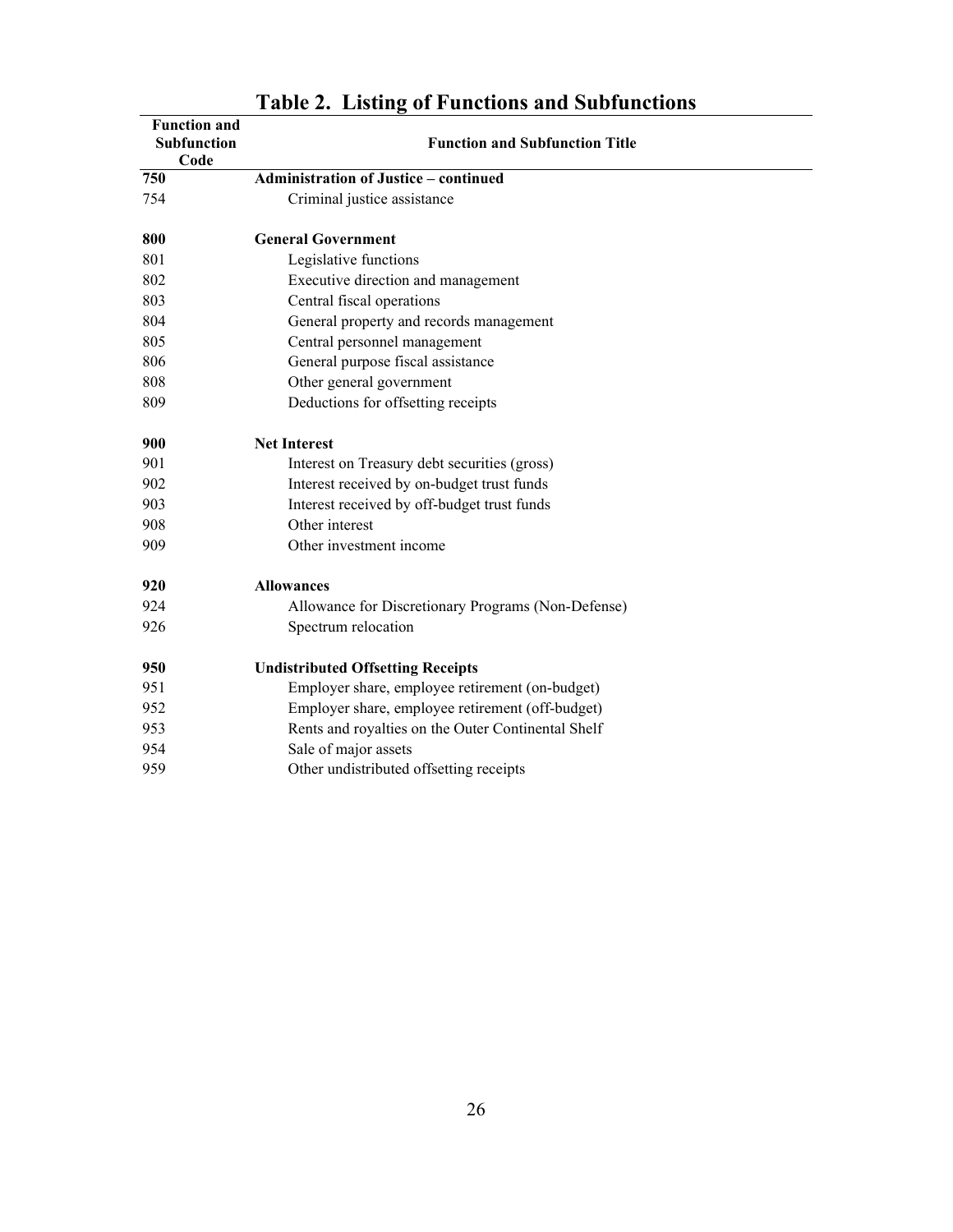# Table 2. Listing of Functions and Subfunctions

| Function and Subfunction Code | Function and Subfunction Title |
|---|---|
| **750** | **Administration of Justice – continued** |
| 754 | Criminal justice assistance |
| | |
| **800** | **General Government** |
| 801 | Legislative functions |
| 802 | Executive direction and management |
| 803 | Central fiscal operations |
| 804 | General property and records management |
| 805 | Central personnel management |
| 806 | General purpose fiscal assistance |
| 808 | Other general government |
| 809 | Deductions for offsetting receipts |
| | |
| **900** | **Net Interest** |
| 901 | Interest on Treasury debt securities (gross) |
| 902 | Interest received by on-budget trust funds |
| 903 | Interest received by off-budget trust funds |
| 908 | Other interest |
| 909 | Other investment income |
| | |
| **920** | **Allowances** |
| 924 | Allowance for Discretionary Programs (Non-Defense) |
| 926 | Spectrum relocation |
| | |
| **950** | **Undistributed Offsetting Receipts** |
| 951 | Employer share, employee retirement (on-budget) |
| 952 | Employer share, employee retirement (off-budget) |
| 953 | Rents and royalties on the Outer Continental Shelf |
| 954 | Sale of major assets |
| 959 | Other undistributed offsetting receipts |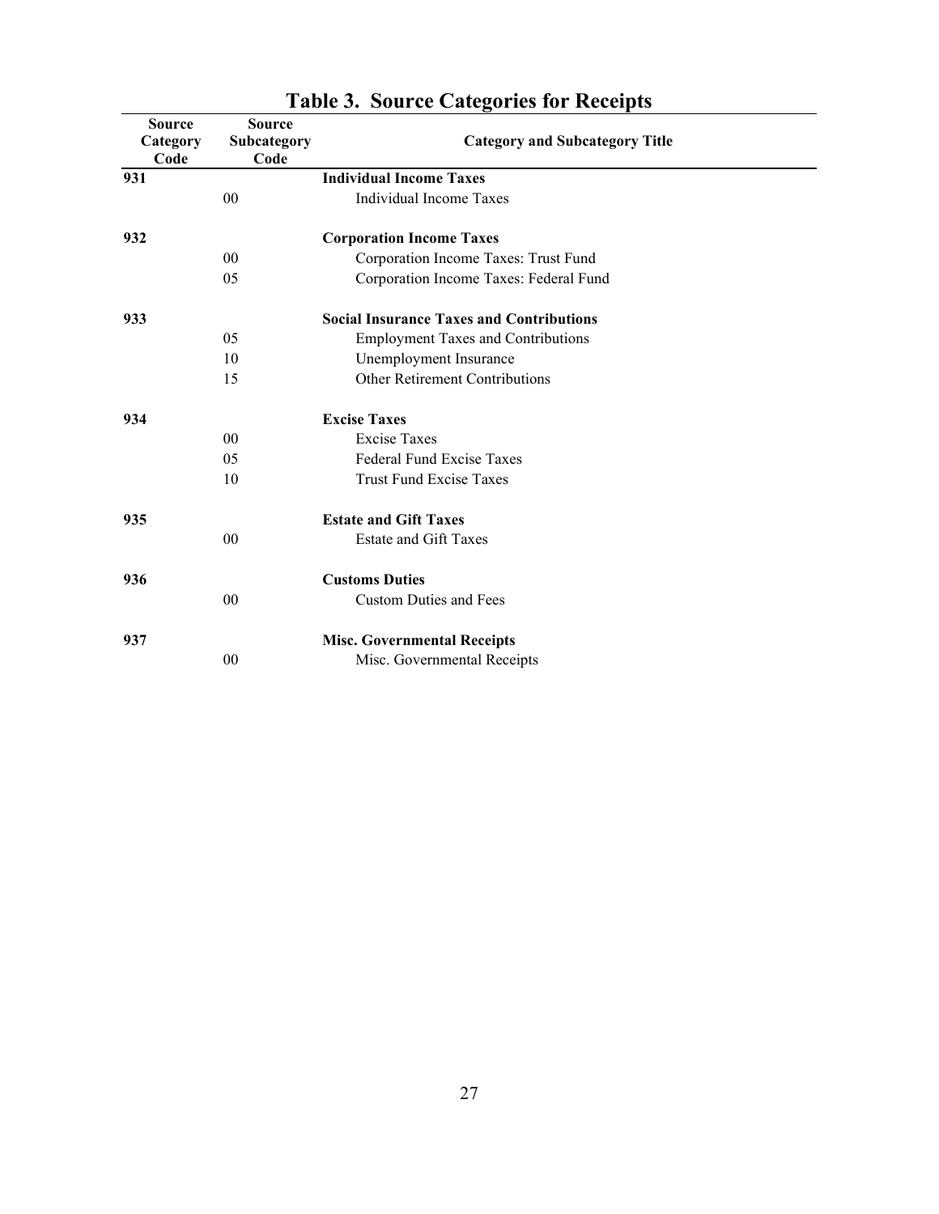## Table 3. Source Categories for Receipts

| Source Category Code | Source Subcategory Code | Category and Subcategory Title |
|---|---|---|
| **931** | | **Individual Income Taxes** |
| | 00 | Individual Income Taxes |
| **932** | | **Corporation Income Taxes** |
| | 00 | Corporation Income Taxes: Trust Fund |
| | 05 | Corporation Income Taxes: Federal Fund |
| **933** | | **Social Insurance Taxes and Contributions** |
| | 05 | Employment Taxes and Contributions |
| | 10 | Unemployment Insurance |
| | 15 | Other Retirement Contributions |
| **934** | | **Excise Taxes** |
| | 00 | Excise Taxes |
| | 05 | Federal Fund Excise Taxes |
| | 10 | Trust Fund Excise Taxes |
| **935** | | **Estate and Gift Taxes** |
| | 00 | Estate and Gift Taxes |
| **936** | | **Customs Duties** |
| | 00 | Custom Duties and Fees |
| **937** | | **Misc. Governmental Receipts** |
| | 00 | Misc. Governmental Receipts |